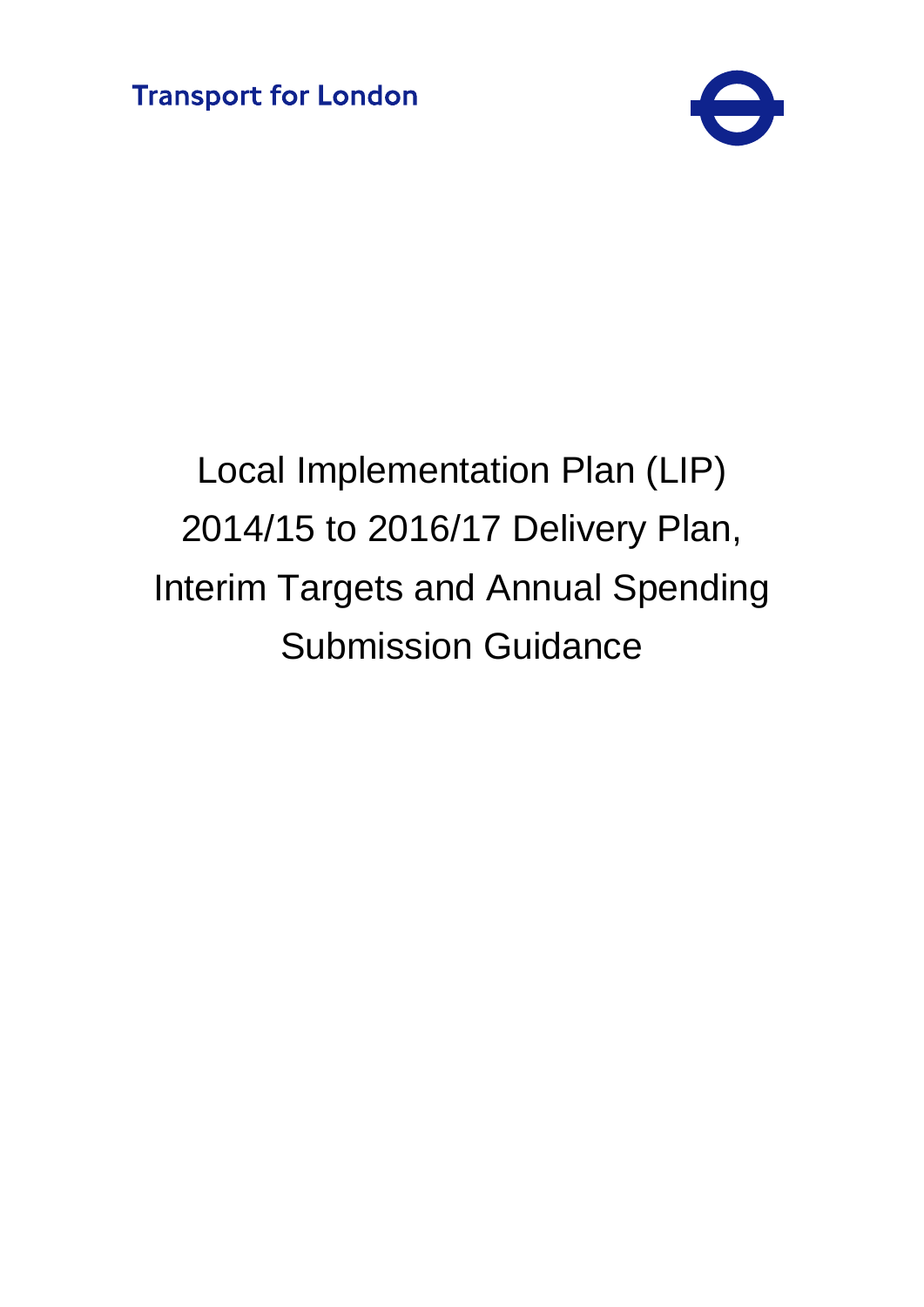Transport for London

# Local Implementation Plan (LIP) 2014/15 to 2016/17 Delivery Plan, Interim Targets and Annual Spending Submission Guidance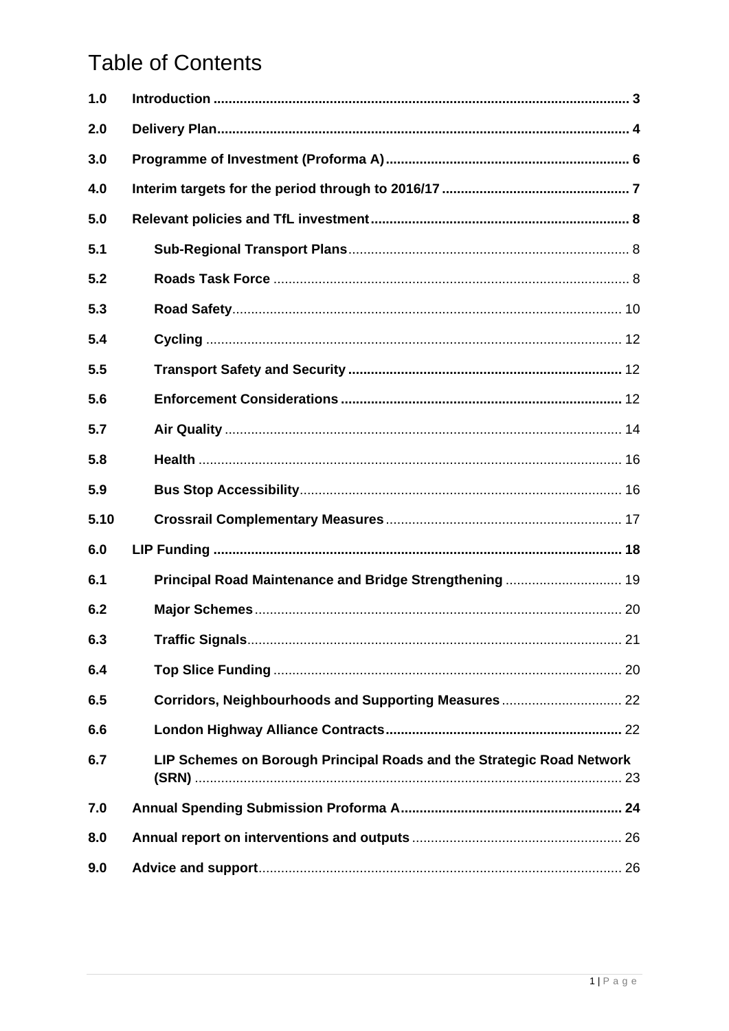# Table of Contents

| | | |
|---|---|---|
| 1.0 | **Introduction** | 3 |
| 2.0 | **Delivery Plan** | 4 |
| 3.0 | **Programme of Investment (Proforma A)** | 6 |
| 4.0 | **Interim targets for the period through to 2016/17** | 7 |
| 5.0 | **Relevant policies and TfL investment** | 8 |
| 5.1 | **Sub-Regional Transport Plans** | 8 |
| 5.2 | **Roads Task Force** | 8 |
| 5.3 | **Road Safety** | 10 |
| 5.4 | **Cycling** | 12 |
| 5.5 | **Transport Safety and Security** | 12 |
| 5.6 | **Enforcement Considerations** | 12 |
| 5.7 | **Air Quality** | 14 |
| 5.8 | **Health** | 16 |
| 5.9 | **Bus Stop Accessibility** | 16 |
| 5.10 | **Crossrail Complementary Measures** | 17 |
| 6.0 | **LIP Funding** | 18 |
| 6.1 | **Principal Road Maintenance and Bridge Strengthening** | 19 |
| 6.2 | **Major Schemes** | 20 |
| 6.3 | **Traffic Signals** | 21 |
| 6.4 | **Top Slice Funding** | 20 |
| 6.5 | **Corridors, Neighbourhoods and Supporting Measures** | 22 |
| 6.6 | **London Highway Alliance Contracts** | 22 |
| 6.7 | **LIP Schemes on Borough Principal Roads and the Strategic Road Network (SRN)** | 23 |
| 7.0 | **Annual Spending Submission Proforma A** | 24 |
| 8.0 | **Annual report on interventions and outputs** | 26 |
| 9.0 | **Advice and support** | 26 |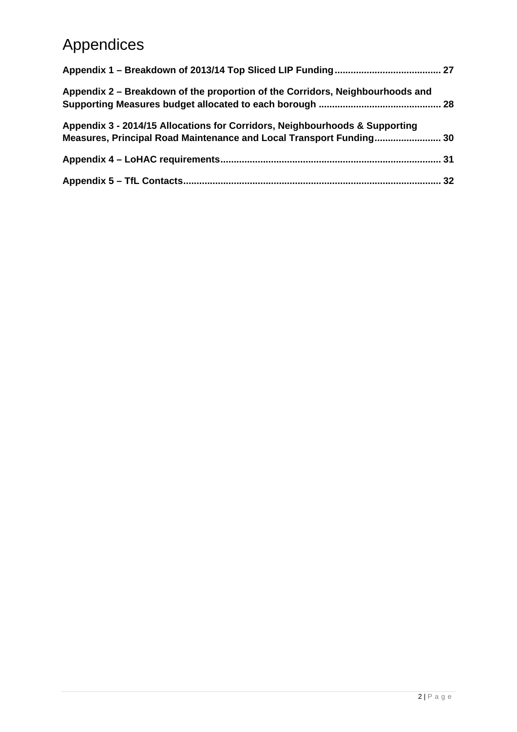# Appendices

**Appendix 1 – Breakdown of 2013/14 Top Sliced LIP Funding ........................................ 27**

**Appendix 2 – Breakdown of the proportion of the Corridors, Neighbourhoods and Supporting Measures budget allocated to each borough .............................................. 28**

**Appendix 3 - 2014/15 Allocations for Corridors, Neighbourhoods & Supporting Measures, Principal Road Maintenance and Local Transport Funding......................... 30**

**Appendix 4 – LoHAC requirements.................................................................................. 31**

**Appendix 5 – TfL Contacts................................................................................................ 32**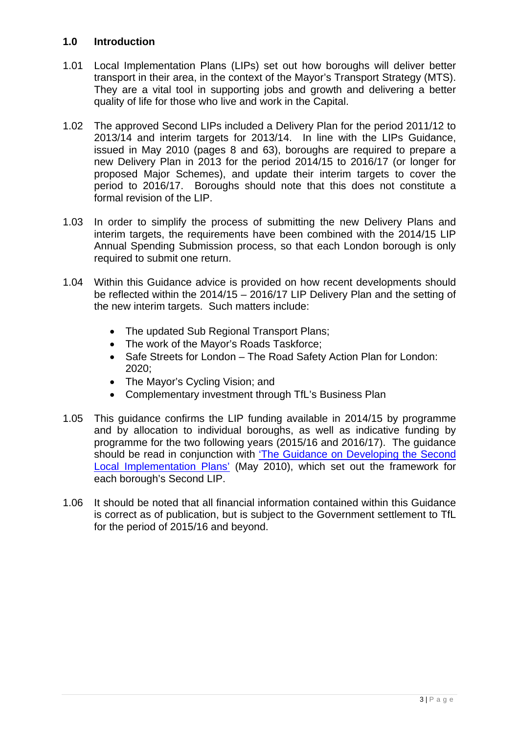## 1.0 Introduction

1.01 Local Implementation Plans (LIPs) set out how boroughs will deliver better transport in their area, in the context of the Mayor's Transport Strategy (MTS). They are a vital tool in supporting jobs and growth and delivering a better quality of life for those who live and work in the Capital.

1.02 The approved Second LIPs included a Delivery Plan for the period 2011/12 to 2013/14 and interim targets for 2013/14. In line with the LIPs Guidance, issued in May 2010 (pages 8 and 63), boroughs are required to prepare a new Delivery Plan in 2013 for the period 2014/15 to 2016/17 (or longer for proposed Major Schemes), and update their interim targets to cover the period to 2016/17. Boroughs should note that this does not constitute a formal revision of the LIP.

1.03 In order to simplify the process of submitting the new Delivery Plans and interim targets, the requirements have been combined with the 2014/15 LIP Annual Spending Submission process, so that each London borough is only required to submit one return.

1.04 Within this Guidance advice is provided on how recent developments should be reflected within the 2014/15 – 2016/17 LIP Delivery Plan and the setting of the new interim targets. Such matters include:

- The updated Sub Regional Transport Plans;
- The work of the Mayor's Roads Taskforce;
- Safe Streets for London – The Road Safety Action Plan for London: 2020;
- The Mayor's Cycling Vision; and
- Complementary investment through TfL's Business Plan

1.05 This guidance confirms the LIP funding available in 2014/15 by programme and by allocation to individual boroughs, as well as indicative funding by programme for the two following years (2015/16 and 2016/17). The guidance should be read in conjunction with 'The Guidance on Developing the Second Local Implementation Plans' (May 2010), which set out the framework for each borough's Second LIP.

1.06 It should be noted that all financial information contained within this Guidance is correct as of publication, but is subject to the Government settlement to TfL for the period of 2015/16 and beyond.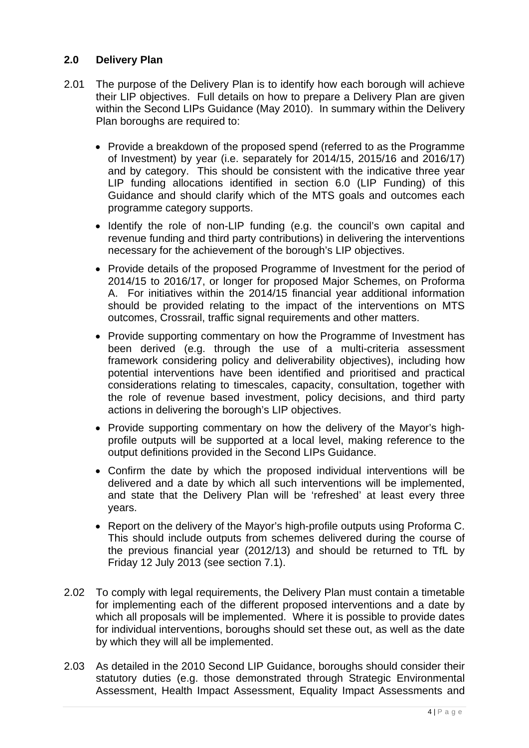## 2.0 Delivery Plan

2.01 The purpose of the Delivery Plan is to identify how each borough will achieve their LIP objectives. Full details on how to prepare a Delivery Plan are given within the Second LIPs Guidance (May 2010). In summary within the Delivery Plan boroughs are required to:

- Provide a breakdown of the proposed spend (referred to as the Programme of Investment) by year (i.e. separately for 2014/15, 2015/16 and 2016/17) and by category. This should be consistent with the indicative three year LIP funding allocations identified in section 6.0 (LIP Funding) of this Guidance and should clarify which of the MTS goals and outcomes each programme category supports.
- Identify the role of non-LIP funding (e.g. the council's own capital and revenue funding and third party contributions) in delivering the interventions necessary for the achievement of the borough's LIP objectives.
- Provide details of the proposed Programme of Investment for the period of 2014/15 to 2016/17, or longer for proposed Major Schemes, on Proforma A. For initiatives within the 2014/15 financial year additional information should be provided relating to the impact of the interventions on MTS outcomes, Crossrail, traffic signal requirements and other matters.
- Provide supporting commentary on how the Programme of Investment has been derived (e.g. through the use of a multi-criteria assessment framework considering policy and deliverability objectives), including how potential interventions have been identified and prioritised and practical considerations relating to timescales, capacity, consultation, together with the role of revenue based investment, policy decisions, and third party actions in delivering the borough's LIP objectives.
- Provide supporting commentary on how the delivery of the Mayor's high-profile outputs will be supported at a local level, making reference to the output definitions provided in the Second LIPs Guidance.
- Confirm the date by which the proposed individual interventions will be delivered and a date by which all such interventions will be implemented, and state that the Delivery Plan will be 'refreshed' at least every three years.
- Report on the delivery of the Mayor's high-profile outputs using Proforma C. This should include outputs from schemes delivered during the course of the previous financial year (2012/13) and should be returned to TfL by Friday 12 July 2013 (see section 7.1).

2.02 To comply with legal requirements, the Delivery Plan must contain a timetable for implementing each of the different proposed interventions and a date by which all proposals will be implemented. Where it is possible to provide dates for individual interventions, boroughs should set these out, as well as the date by which they will all be implemented.

2.03 As detailed in the 2010 Second LIP Guidance, boroughs should consider their statutory duties (e.g. those demonstrated through Strategic Environmental Assessment, Health Impact Assessment, Equality Impact Assessments and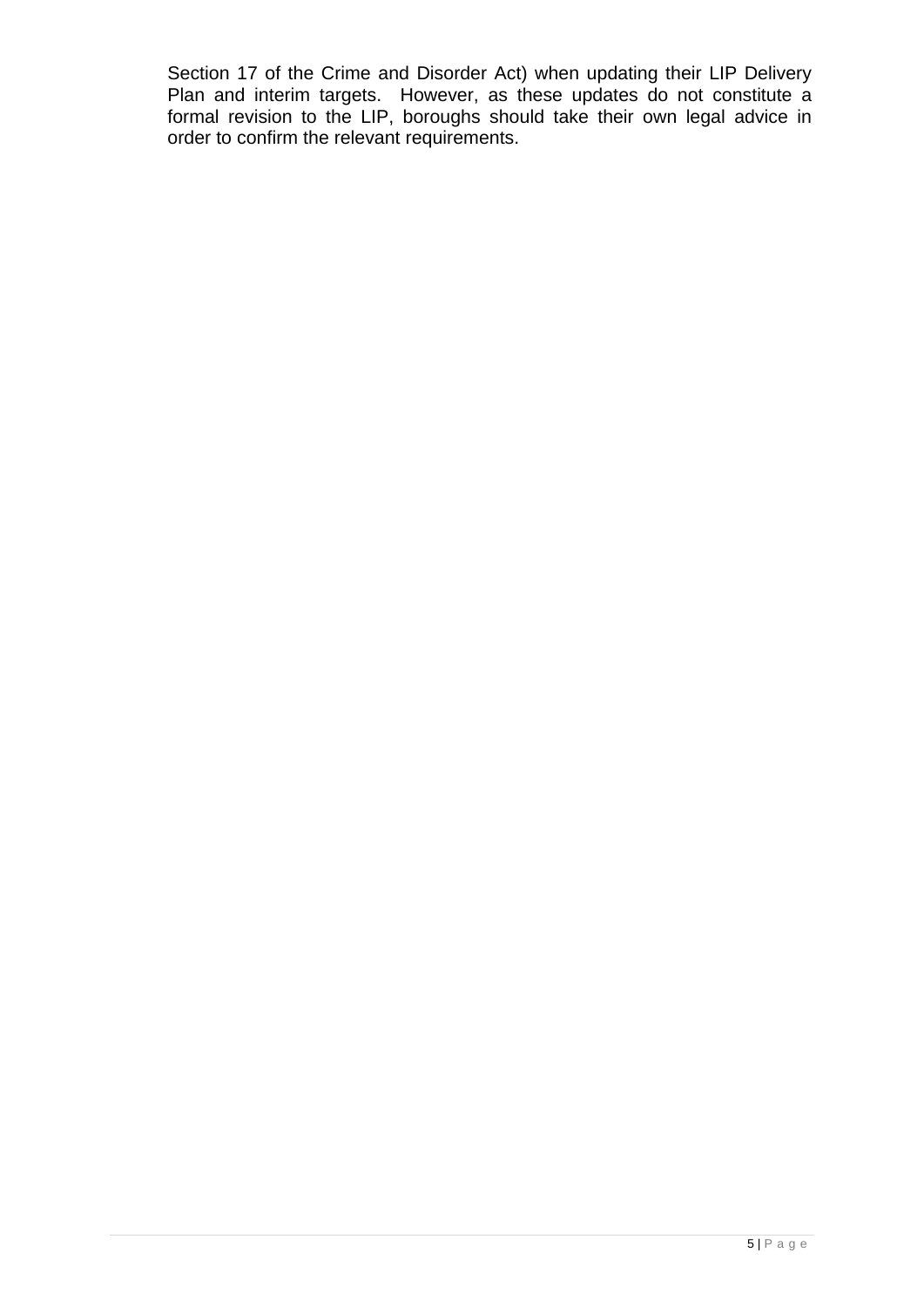Section 17 of the Crime and Disorder Act) when updating their LIP Delivery Plan and interim targets. However, as these updates do not constitute a formal revision to the LIP, boroughs should take their own legal advice in order to confirm the relevant requirements.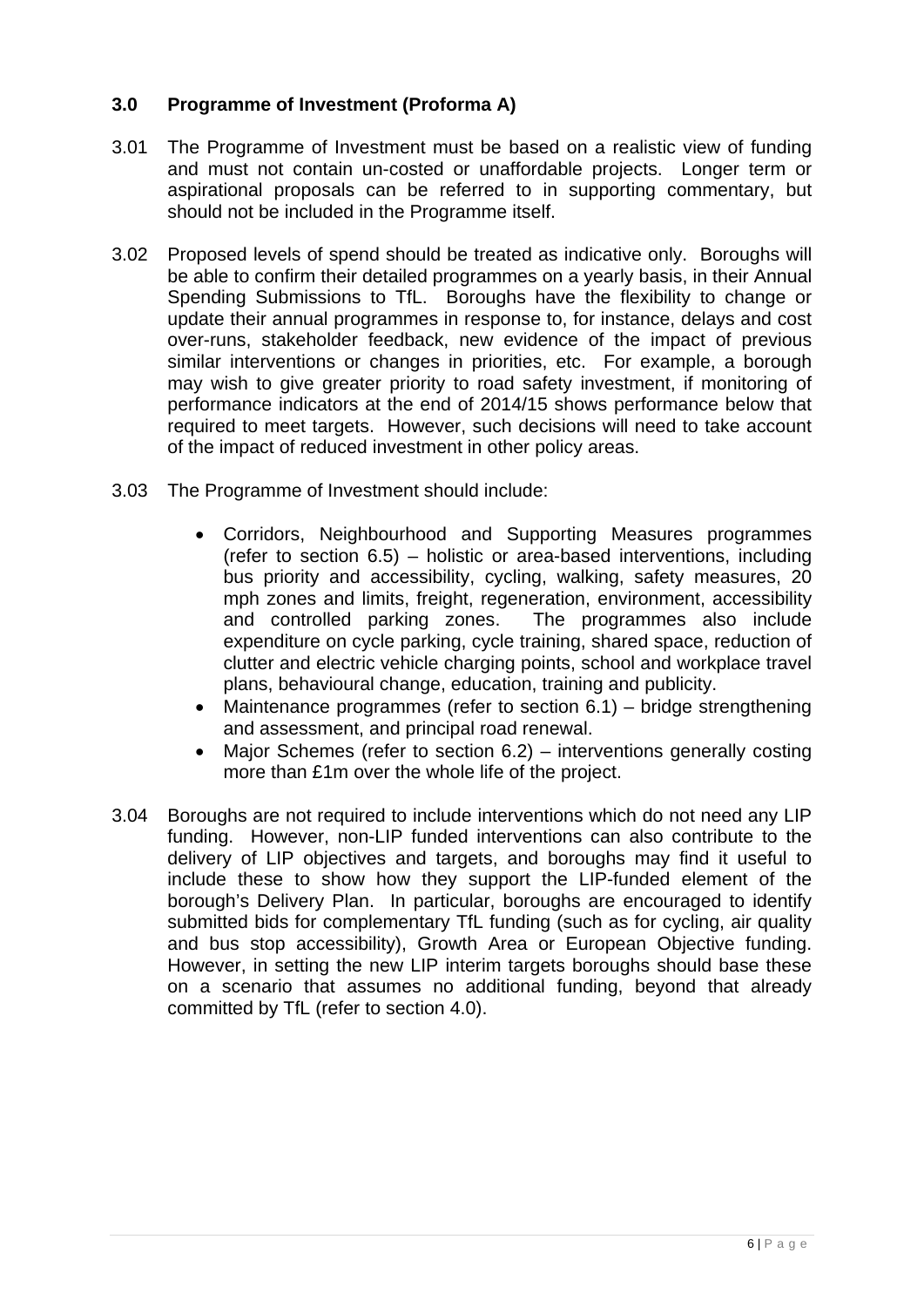## 3.0 Programme of Investment (Proforma A)

3.01 The Programme of Investment must be based on a realistic view of funding and must not contain un-costed or unaffordable projects. Longer term or aspirational proposals can be referred to in supporting commentary, but should not be included in the Programme itself.

3.02 Proposed levels of spend should be treated as indicative only. Boroughs will be able to confirm their detailed programmes on a yearly basis, in their Annual Spending Submissions to TfL. Boroughs have the flexibility to change or update their annual programmes in response to, for instance, delays and cost over-runs, stakeholder feedback, new evidence of the impact of previous similar interventions or changes in priorities, etc. For example, a borough may wish to give greater priority to road safety investment, if monitoring of performance indicators at the end of 2014/15 shows performance below that required to meet targets. However, such decisions will need to take account of the impact of reduced investment in other policy areas.

3.03 The Programme of Investment should include:

- Corridors, Neighbourhood and Supporting Measures programmes (refer to section 6.5) – holistic or area-based interventions, including bus priority and accessibility, cycling, walking, safety measures, 20 mph zones and limits, freight, regeneration, environment, accessibility and controlled parking zones. The programmes also include expenditure on cycle parking, cycle training, shared space, reduction of clutter and electric vehicle charging points, school and workplace travel plans, behavioural change, education, training and publicity.
- Maintenance programmes (refer to section 6.1) – bridge strengthening and assessment, and principal road renewal.
- Major Schemes (refer to section 6.2) – interventions generally costing more than £1m over the whole life of the project.

3.04 Boroughs are not required to include interventions which do not need any LIP funding. However, non-LIP funded interventions can also contribute to the delivery of LIP objectives and targets, and boroughs may find it useful to include these to show how they support the LIP-funded element of the borough's Delivery Plan. In particular, boroughs are encouraged to identify submitted bids for complementary TfL funding (such as for cycling, air quality and bus stop accessibility), Growth Area or European Objective funding. However, in setting the new LIP interim targets boroughs should base these on a scenario that assumes no additional funding, beyond that already committed by TfL (refer to section 4.0).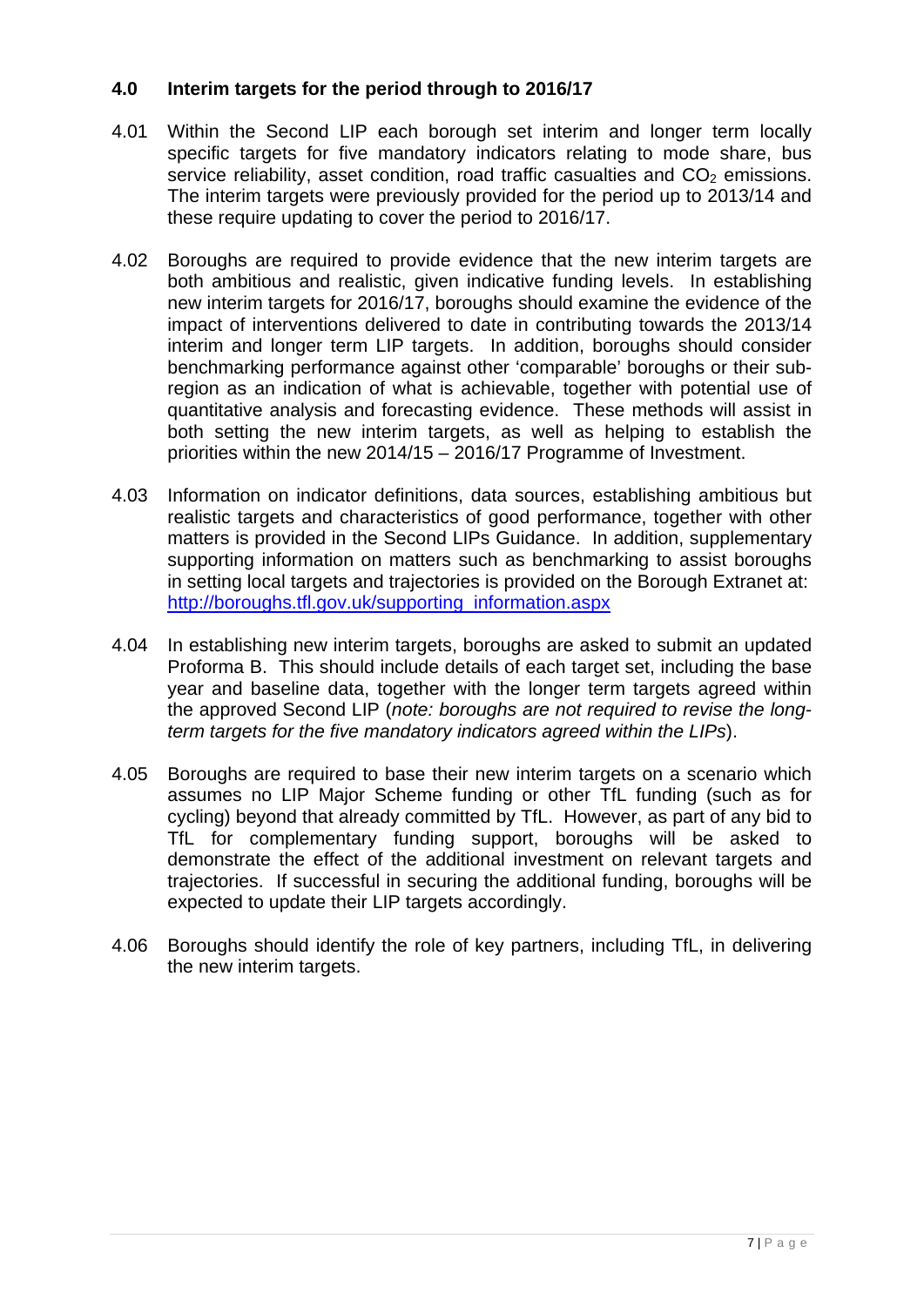## 4.0 Interim targets for the period through to 2016/17

4.01 Within the Second LIP each borough set interim and longer term locally specific targets for five mandatory indicators relating to mode share, bus service reliability, asset condition, road traffic casualties and $CO_2$ emissions. The interim targets were previously provided for the period up to 2013/14 and these require updating to cover the period to 2016/17.

4.02 Boroughs are required to provide evidence that the new interim targets are both ambitious and realistic, given indicative funding levels. In establishing new interim targets for 2016/17, boroughs should examine the evidence of the impact of interventions delivered to date in contributing towards the 2013/14 interim and longer term LIP targets. In addition, boroughs should consider benchmarking performance against other 'comparable' boroughs or their sub-region as an indication of what is achievable, together with potential use of quantitative analysis and forecasting evidence. These methods will assist in both setting the new interim targets, as well as helping to establish the priorities within the new 2014/15 – 2016/17 Programme of Investment.

4.03 Information on indicator definitions, data sources, establishing ambitious but realistic targets and characteristics of good performance, together with other matters is provided in the Second LIPs Guidance. In addition, supplementary supporting information on matters such as benchmarking to assist boroughs in setting local targets and trajectories is provided on the Borough Extranet at: [http://boroughs.tfl.gov.uk/supporting_information.aspx](http://boroughs.tfl.gov.uk/supporting_information.aspx)

4.04 In establishing new interim targets, boroughs are asked to submit an updated Proforma B. This should include details of each target set, including the base year and baseline data, together with the longer term targets agreed within the approved Second LIP (*note: boroughs are not required to revise the long-term targets for the five mandatory indicators agreed within the LIPs*).

4.05 Boroughs are required to base their new interim targets on a scenario which assumes no LIP Major Scheme funding or other TfL funding (such as for cycling) beyond that already committed by TfL. However, as part of any bid to TfL for complementary funding support, boroughs will be asked to demonstrate the effect of the additional investment on relevant targets and trajectories. If successful in securing the additional funding, boroughs will be expected to update their LIP targets accordingly.

4.06 Boroughs should identify the role of key partners, including TfL, in delivering the new interim targets.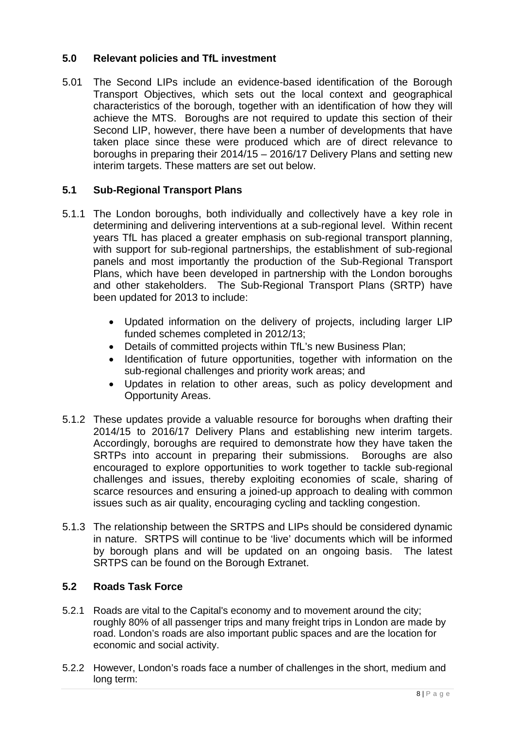## 5.0 Relevant policies and TfL investment

5.01 The Second LIPs include an evidence-based identification of the Borough Transport Objectives, which sets out the local context and geographical characteristics of the borough, together with an identification of how they will achieve the MTS. Boroughs are not required to update this section of their Second LIP, however, there have been a number of developments that have taken place since these were produced which are of direct relevance to boroughs in preparing their 2014/15 – 2016/17 Delivery Plans and setting new interim targets. These matters are set out below.

### 5.1 Sub-Regional Transport Plans

5.1.1 The London boroughs, both individually and collectively have a key role in determining and delivering interventions at a sub-regional level. Within recent years TfL has placed a greater emphasis on sub-regional transport planning, with support for sub-regional partnerships, the establishment of sub-regional panels and most importantly the production of the Sub-Regional Transport Plans, which have been developed in partnership with the London boroughs and other stakeholders. The Sub-Regional Transport Plans (SRTP) have been updated for 2013 to include:

- Updated information on the delivery of projects, including larger LIP funded schemes completed in 2012/13;
- Details of committed projects within TfL's new Business Plan;
- Identification of future opportunities, together with information on the sub-regional challenges and priority work areas; and
- Updates in relation to other areas, such as policy development and Opportunity Areas.

5.1.2 These updates provide a valuable resource for boroughs when drafting their 2014/15 to 2016/17 Delivery Plans and establishing new interim targets. Accordingly, boroughs are required to demonstrate how they have taken the SRTPs into account in preparing their submissions. Boroughs are also encouraged to explore opportunities to work together to tackle sub-regional challenges and issues, thereby exploiting economies of scale, sharing of scarce resources and ensuring a joined-up approach to dealing with common issues such as air quality, encouraging cycling and tackling congestion.

5.1.3 The relationship between the SRTPS and LIPs should be considered dynamic in nature. SRTPS will continue to be 'live' documents which will be informed by borough plans and will be updated on an ongoing basis. The latest SRTPS can be found on the Borough Extranet.

### 5.2 Roads Task Force

5.2.1 Roads are vital to the Capital's economy and to movement around the city; roughly 80% of all passenger trips and many freight trips in London are made by road. London's roads are also important public spaces and are the location for economic and social activity.

5.2.2 However, London's roads face a number of challenges in the short, medium and long term: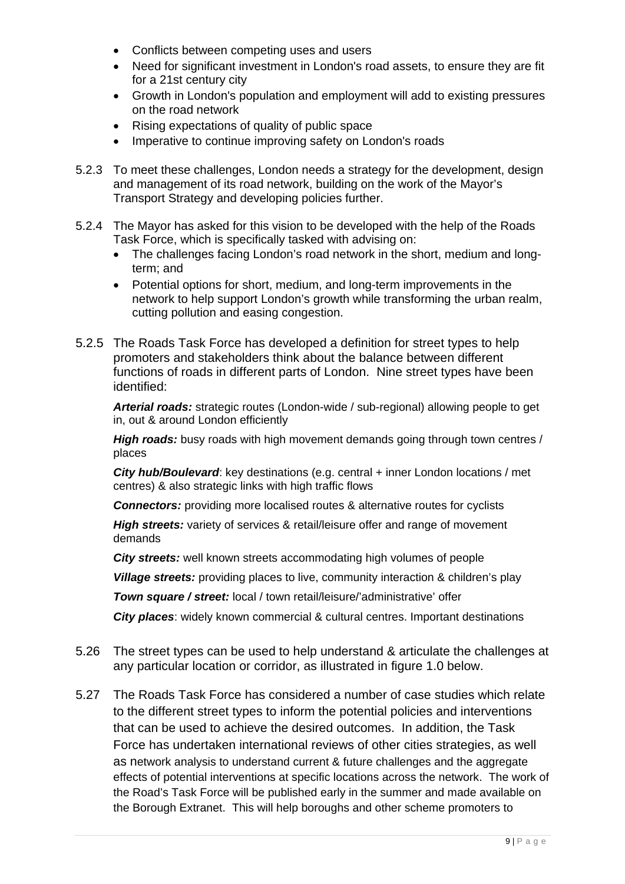- Conflicts between competing uses and users
- Need for significant investment in London's road assets, to ensure they are fit for a 21st century city
- Growth in London's population and employment will add to existing pressures on the road network
- Rising expectations of quality of public space
- Imperative to continue improving safety on London's roads

5.2.3 To meet these challenges, London needs a strategy for the development, design and management of its road network, building on the work of the Mayor's Transport Strategy and developing policies further.

5.2.4 The Mayor has asked for this vision to be developed with the help of the Roads Task Force, which is specifically tasked with advising on:

- The challenges facing London's road network in the short, medium and long-term; and
- Potential options for short, medium, and long-term improvements in the network to help support London's growth while transforming the urban realm, cutting pollution and easing congestion.

5.2.5 The Roads Task Force has developed a definition for street types to help promoters and stakeholders think about the balance between different functions of roads in different parts of London. Nine street types have been identified:

***Arterial roads:*** strategic routes (London-wide / sub-regional) allowing people to get in, out & around London efficiently

***High roads:*** busy roads with high movement demands going through town centres / places

***City hub/Boulevard***: key destinations (e.g. central + inner London locations / met centres) & also strategic links with high traffic flows

***Connectors:*** providing more localised routes & alternative routes for cyclists

***High streets:*** variety of services & retail/leisure offer and range of movement demands

***City streets:*** well known streets accommodating high volumes of people

***Village streets:*** providing places to live, community interaction & children's play

***Town square / street:*** local / town retail/leisure/'administrative' offer

***City places***: widely known commercial & cultural centres. Important destinations

5.26 The street types can be used to help understand & articulate the challenges at any particular location or corridor, as illustrated in figure 1.0 below.

5.27 The Roads Task Force has considered a number of case studies which relate to the different street types to inform the potential policies and interventions that can be used to achieve the desired outcomes. In addition, the Task Force has undertaken international reviews of other cities strategies, as well as network analysis to understand current & future challenges and the aggregate effects of potential interventions at specific locations across the network. The work of the Road's Task Force will be published early in the summer and made available on the Borough Extranet. This will help boroughs and other scheme promoters to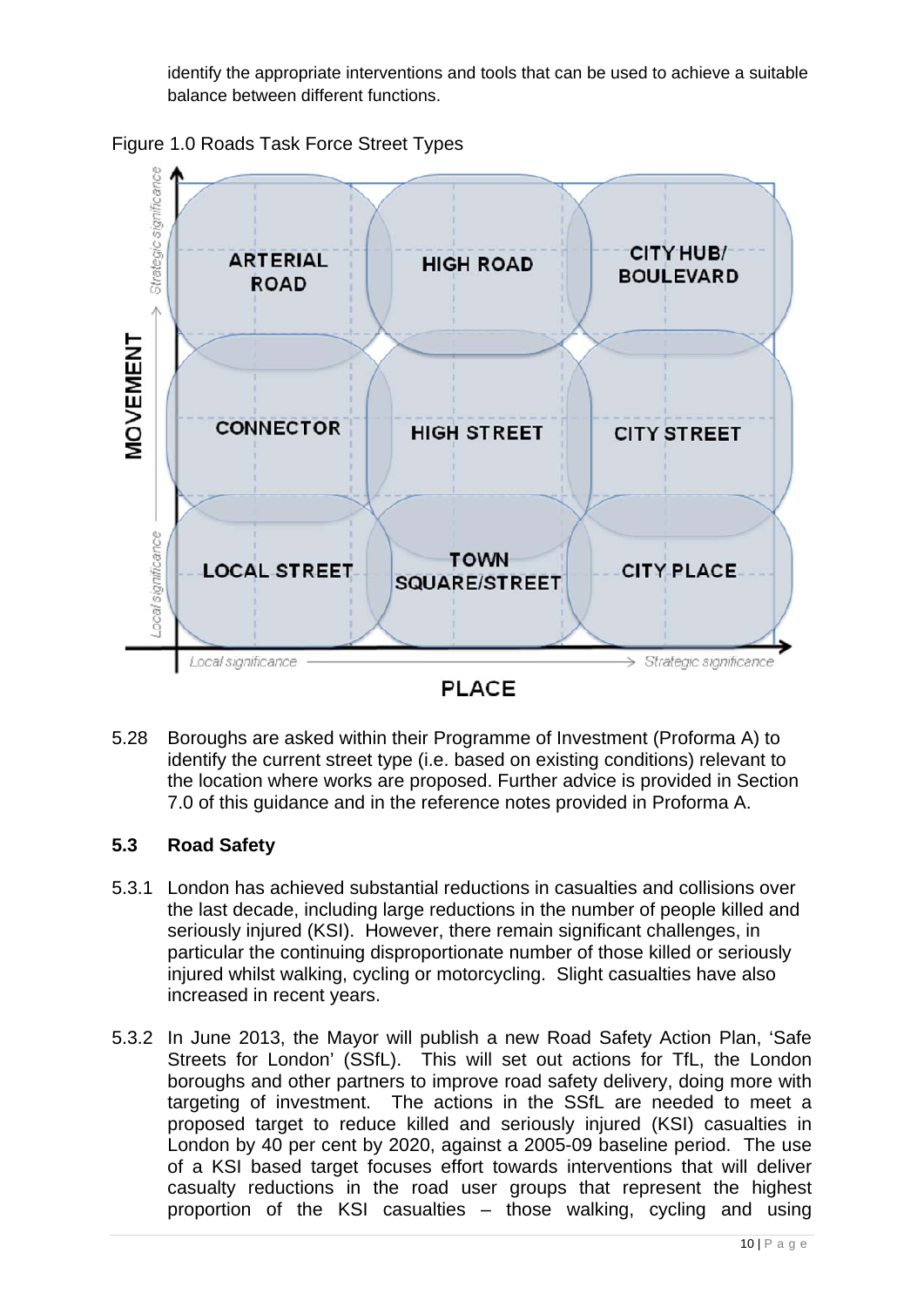identify the appropriate interventions and tools that can be used to achieve a suitable balance between different functions.

Figure 1.0 Roads Task Force Street Types

| MOVEMENT ↑ / PLACE → | Local significance | | Strategic significance |
|---|---|---|---|
| Strategic significance | ARTERIAL ROAD | HIGH ROAD | CITY HUB/ BOULEVARD |
| | CONNECTOR | HIGH STREET | CITY STREET |
| Local significance | LOCAL STREET | TOWN SQUARE/STREET | CITY PLACE |

5.28 Boroughs are asked within their Programme of Investment (Proforma A) to identify the current street type (i.e. based on existing conditions) relevant to the location where works are proposed. Further advice is provided in Section 7.0 of this guidance and in the reference notes provided in Proforma A.

## 5.3 Road Safety

5.3.1 London has achieved substantial reductions in casualties and collisions over the last decade, including large reductions in the number of people killed and seriously injured (KSI). However, there remain significant challenges, in particular the continuing disproportionate number of those killed or seriously injured whilst walking, cycling or motorcycling. Slight casualties have also increased in recent years.

5.3.2 In June 2013, the Mayor will publish a new Road Safety Action Plan, 'Safe Streets for London' (SSfL). This will set out actions for TfL, the London boroughs and other partners to improve road safety delivery, doing more with targeting of investment. The actions in the SSfL are needed to meet a proposed target to reduce killed and seriously injured (KSI) casualties in London by 40 per cent by 2020, against a 2005-09 baseline period. The use of a KSI based target focuses effort towards interventions that will deliver casualty reductions in the road user groups that represent the highest proportion of the KSI casualties – those walking, cycling and using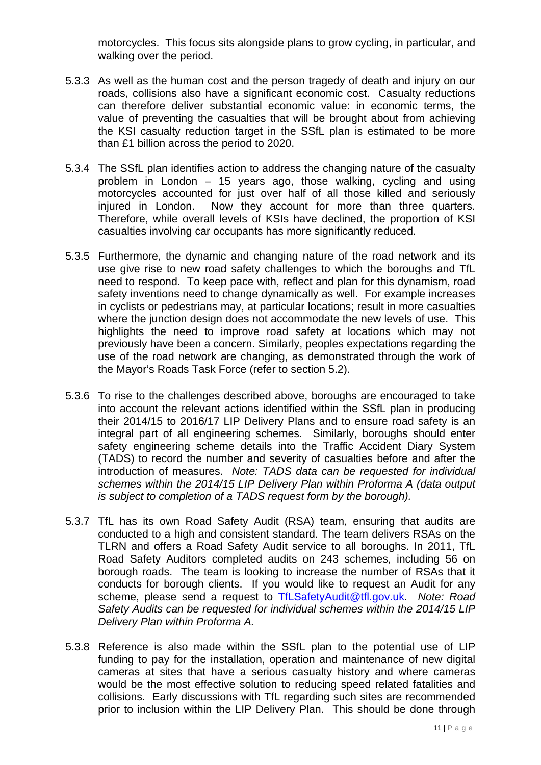motorcycles. This focus sits alongside plans to grow cycling, in particular, and walking over the period.

5.3.3 As well as the human cost and the person tragedy of death and injury on our roads, collisions also have a significant economic cost. Casualty reductions can therefore deliver substantial economic value: in economic terms, the value of preventing the casualties that will be brought about from achieving the KSI casualty reduction target in the SSfL plan is estimated to be more than £1 billion across the period to 2020.

5.3.4 The SSfL plan identifies action to address the changing nature of the casualty problem in London – 15 years ago, those walking, cycling and using motorcycles accounted for just over half of all those killed and seriously injured in London. Now they account for more than three quarters. Therefore, while overall levels of KSIs have declined, the proportion of KSI casualties involving car occupants has more significantly reduced.

5.3.5 Furthermore, the dynamic and changing nature of the road network and its use give rise to new road safety challenges to which the boroughs and TfL need to respond. To keep pace with, reflect and plan for this dynamism, road safety inventions need to change dynamically as well. For example increases in cyclists or pedestrians may, at particular locations; result in more casualties where the junction design does not accommodate the new levels of use. This highlights the need to improve road safety at locations which may not previously have been a concern. Similarly, peoples expectations regarding the use of the road network are changing, as demonstrated through the work of the Mayor's Roads Task Force (refer to section 5.2).

5.3.6 To rise to the challenges described above, boroughs are encouraged to take into account the relevant actions identified within the SSfL plan in producing their 2014/15 to 2016/17 LIP Delivery Plans and to ensure road safety is an integral part of all engineering schemes. Similarly, boroughs should enter safety engineering scheme details into the Traffic Accident Diary System (TADS) to record the number and severity of casualties before and after the introduction of measures. *Note: TADS data can be requested for individual schemes within the 2014/15 LIP Delivery Plan within Proforma A (data output is subject to completion of a TADS request form by the borough).*

5.3.7 TfL has its own Road Safety Audit (RSA) team, ensuring that audits are conducted to a high and consistent standard. The team delivers RSAs on the TLRN and offers a Road Safety Audit service to all boroughs. In 2011, TfL Road Safety Auditors completed audits on 243 schemes, including 56 on borough roads. The team is looking to increase the number of RSAs that it conducts for borough clients. If you would like to request an Audit for any scheme, please send a request to TfLSafetyAudit@tfl.gov.uk. *Note: Road Safety Audits can be requested for individual schemes within the 2014/15 LIP Delivery Plan within Proforma A.*

5.3.8 Reference is also made within the SSfL plan to the potential use of LIP funding to pay for the installation, operation and maintenance of new digital cameras at sites that have a serious casualty history and where cameras would be the most effective solution to reducing speed related fatalities and collisions. Early discussions with TfL regarding such sites are recommended prior to inclusion within the LIP Delivery Plan. This should be done through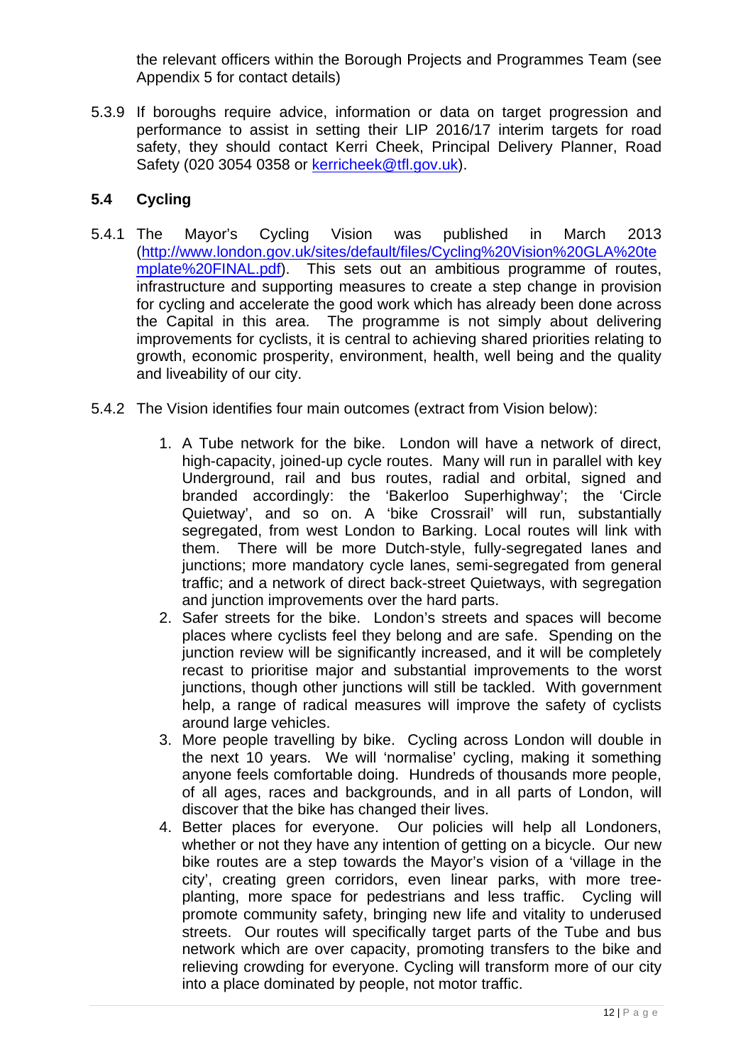the relevant officers within the Borough Projects and Programmes Team (see Appendix 5 for contact details)

5.3.9 If boroughs require advice, information or data on target progression and performance to assist in setting their LIP 2016/17 interim targets for road safety, they should contact Kerri Cheek, Principal Delivery Planner, Road Safety (020 3054 0358 or [kerricheek@tfl.gov.uk](mailto:kerricheek@tfl.gov.uk)).

## 5.4 Cycling

5.4.1 The Mayor's Cycling Vision was published in March 2013 ([http://www.london.gov.uk/sites/default/files/Cycling%20Vision%20GLA%20template%20FINAL.pdf](http://www.london.gov.uk/sites/default/files/Cycling%20Vision%20GLA%20template%20FINAL.pdf)). This sets out an ambitious programme of routes, infrastructure and supporting measures to create a step change in provision for cycling and accelerate the good work which has already been done across the Capital in this area. The programme is not simply about delivering improvements for cyclists, it is central to achieving shared priorities relating to growth, economic prosperity, environment, health, well being and the quality and liveability of our city.

5.4.2 The Vision identifies four main outcomes (extract from Vision below):

1. A Tube network for the bike. London will have a network of direct, high-capacity, joined-up cycle routes. Many will run in parallel with key Underground, rail and bus routes, radial and orbital, signed and branded accordingly: the 'Bakerloo Superhighway'; the 'Circle Quietway', and so on. A 'bike Crossrail' will run, substantially segregated, from west London to Barking. Local routes will link with them. There will be more Dutch-style, fully-segregated lanes and junctions; more mandatory cycle lanes, semi-segregated from general traffic; and a network of direct back-street Quietways, with segregation and junction improvements over the hard parts.
2. Safer streets for the bike. London's streets and spaces will become places where cyclists feel they belong and are safe. Spending on the junction review will be significantly increased, and it will be completely recast to prioritise major and substantial improvements to the worst junctions, though other junctions will still be tackled. With government help, a range of radical measures will improve the safety of cyclists around large vehicles.
3. More people travelling by bike. Cycling across London will double in the next 10 years. We will 'normalise' cycling, making it something anyone feels comfortable doing. Hundreds of thousands more people, of all ages, races and backgrounds, and in all parts of London, will discover that the bike has changed their lives.
4. Better places for everyone. Our policies will help all Londoners, whether or not they have any intention of getting on a bicycle. Our new bike routes are a step towards the Mayor's vision of a 'village in the city', creating green corridors, even linear parks, with more tree-planting, more space for pedestrians and less traffic. Cycling will promote community safety, bringing new life and vitality to underused streets. Our routes will specifically target parts of the Tube and bus network which are over capacity, promoting transfers to the bike and relieving crowding for everyone. Cycling will transform more of our city into a place dominated by people, not motor traffic.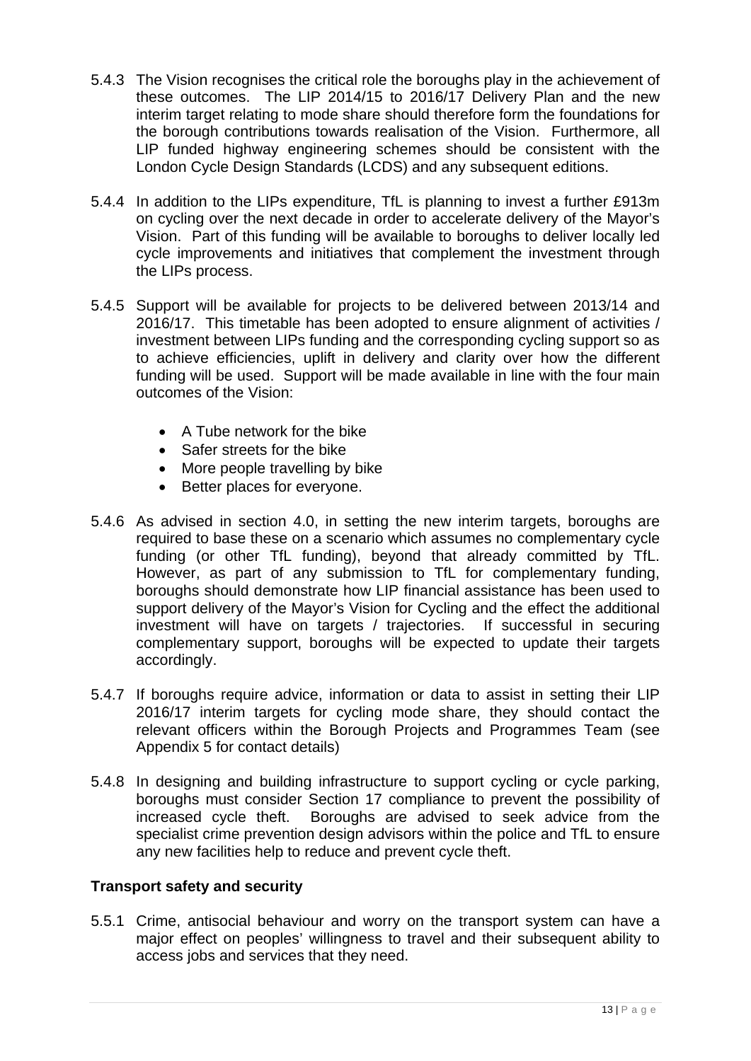5.4.3 The Vision recognises the critical role the boroughs play in the achievement of these outcomes. The LIP 2014/15 to 2016/17 Delivery Plan and the new interim target relating to mode share should therefore form the foundations for the borough contributions towards realisation of the Vision. Furthermore, all LIP funded highway engineering schemes should be consistent with the London Cycle Design Standards (LCDS) and any subsequent editions.

5.4.4 In addition to the LIPs expenditure, TfL is planning to invest a further £913m on cycling over the next decade in order to accelerate delivery of the Mayor's Vision. Part of this funding will be available to boroughs to deliver locally led cycle improvements and initiatives that complement the investment through the LIPs process.

5.4.5 Support will be available for projects to be delivered between 2013/14 and 2016/17. This timetable has been adopted to ensure alignment of activities / investment between LIPs funding and the corresponding cycling support so as to achieve efficiencies, uplift in delivery and clarity over how the different funding will be used. Support will be made available in line with the four main outcomes of the Vision:

- A Tube network for the bike
- Safer streets for the bike
- More people travelling by bike
- Better places for everyone.

5.4.6 As advised in section 4.0, in setting the new interim targets, boroughs are required to base these on a scenario which assumes no complementary cycle funding (or other TfL funding), beyond that already committed by TfL. However, as part of any submission to TfL for complementary funding, boroughs should demonstrate how LIP financial assistance has been used to support delivery of the Mayor's Vision for Cycling and the effect the additional investment will have on targets / trajectories. If successful in securing complementary support, boroughs will be expected to update their targets accordingly.

5.4.7 If boroughs require advice, information or data to assist in setting their LIP 2016/17 interim targets for cycling mode share, they should contact the relevant officers within the Borough Projects and Programmes Team (see Appendix 5 for contact details)

5.4.8 In designing and building infrastructure to support cycling or cycle parking, boroughs must consider Section 17 compliance to prevent the possibility of increased cycle theft. Boroughs are advised to seek advice from the specialist crime prevention design advisors within the police and TfL to ensure any new facilities help to reduce and prevent cycle theft.

**Transport safety and security**

5.5.1 Crime, antisocial behaviour and worry on the transport system can have a major effect on peoples' willingness to travel and their subsequent ability to access jobs and services that they need.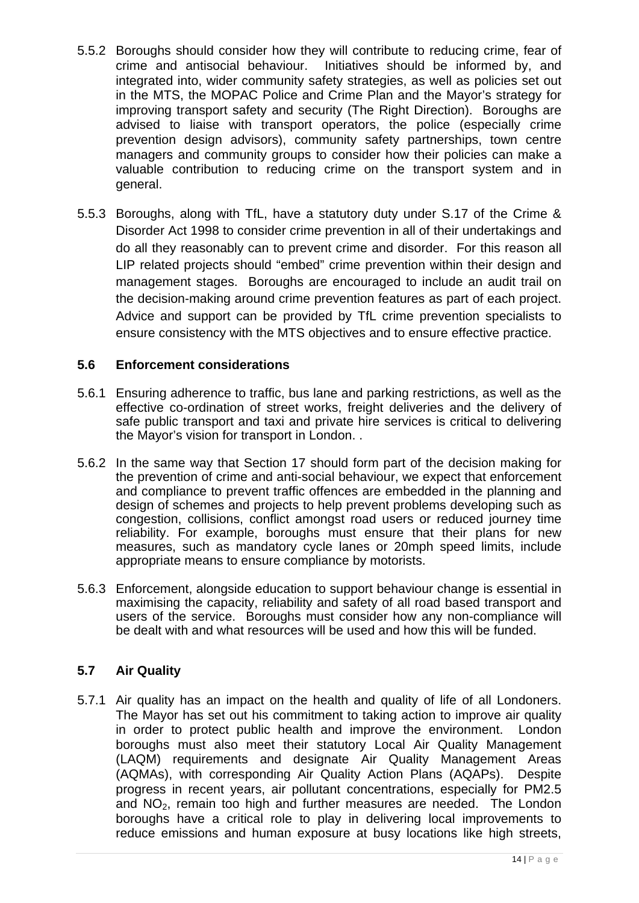5.5.2 Boroughs should consider how they will contribute to reducing crime, fear of crime and antisocial behaviour. Initiatives should be informed by, and integrated into, wider community safety strategies, as well as policies set out in the MTS, the MOPAC Police and Crime Plan and the Mayor's strategy for improving transport safety and security (The Right Direction). Boroughs are advised to liaise with transport operators, the police (especially crime prevention design advisors), community safety partnerships, town centre managers and community groups to consider how their policies can make a valuable contribution to reducing crime on the transport system and in general.

5.5.3 Boroughs, along with TfL, have a statutory duty under S.17 of the Crime & Disorder Act 1998 to consider crime prevention in all of their undertakings and do all they reasonably can to prevent crime and disorder. For this reason all LIP related projects should "embed" crime prevention within their design and management stages. Boroughs are encouraged to include an audit trail on the decision-making around crime prevention features as part of each project. Advice and support can be provided by TfL crime prevention specialists to ensure consistency with the MTS objectives and to ensure effective practice.

### 5.6 Enforcement considerations

5.6.1 Ensuring adherence to traffic, bus lane and parking restrictions, as well as the effective co-ordination of street works, freight deliveries and the delivery of safe public transport and taxi and private hire services is critical to delivering the Mayor's vision for transport in London. .

5.6.2 In the same way that Section 17 should form part of the decision making for the prevention of crime and anti-social behaviour, we expect that enforcement and compliance to prevent traffic offences are embedded in the planning and design of schemes and projects to help prevent problems developing such as congestion, collisions, conflict amongst road users or reduced journey time reliability. For example, boroughs must ensure that their plans for new measures, such as mandatory cycle lanes or 20mph speed limits, include appropriate means to ensure compliance by motorists.

5.6.3 Enforcement, alongside education to support behaviour change is essential in maximising the capacity, reliability and safety of all road based transport and users of the service. Boroughs must consider how any non-compliance will be dealt with and what resources will be used and how this will be funded.

### 5.7 Air Quality

5.7.1 Air quality has an impact on the health and quality of life of all Londoners. The Mayor has set out his commitment to taking action to improve air quality in order to protect public health and improve the environment. London boroughs must also meet their statutory Local Air Quality Management (LAQM) requirements and designate Air Quality Management Areas (AQMAs), with corresponding Air Quality Action Plans (AQAPs). Despite progress in recent years, air pollutant concentrations, especially for PM2.5 and $NO_2$, remain too high and further measures are needed. The London boroughs have a critical role to play in delivering local improvements to reduce emissions and human exposure at busy locations like high streets,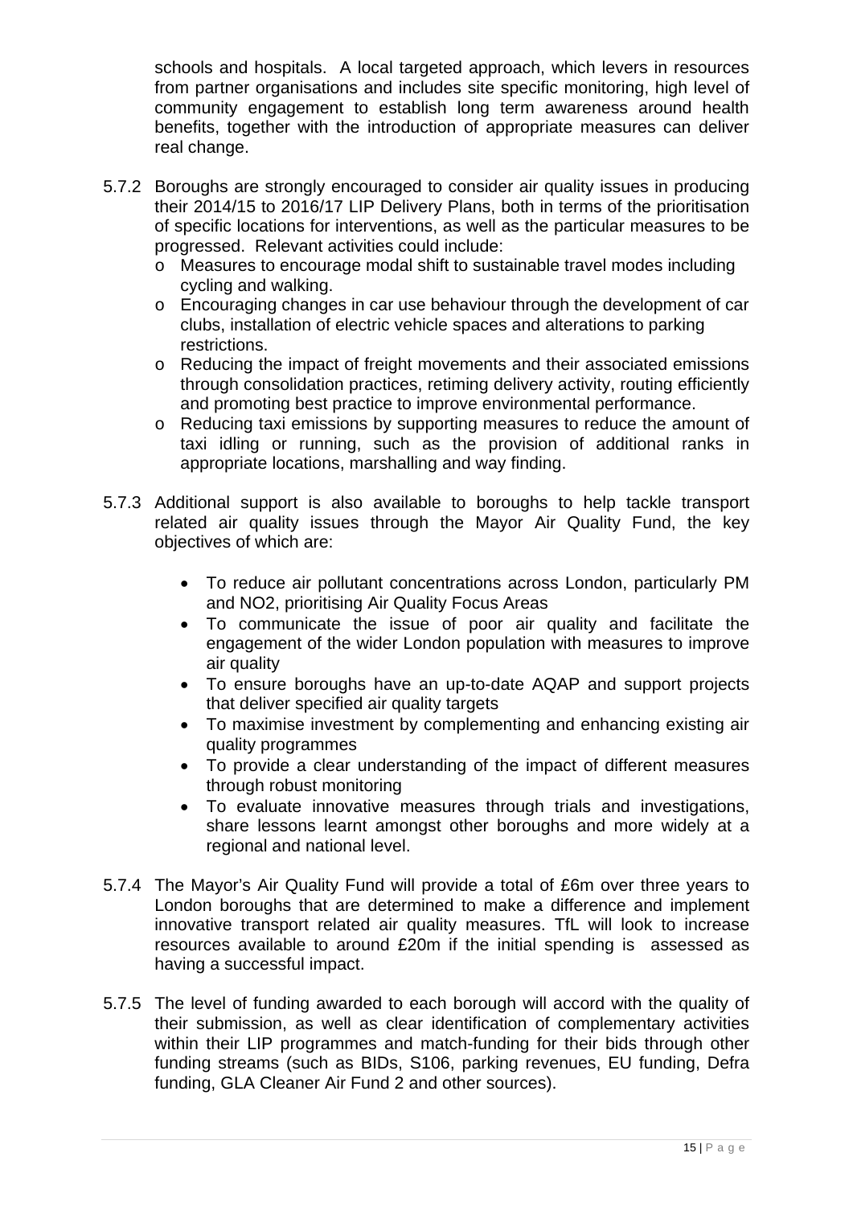schools and hospitals. A local targeted approach, which levers in resources from partner organisations and includes site specific monitoring, high level of community engagement to establish long term awareness around health benefits, together with the introduction of appropriate measures can deliver real change.

5.7.2 Boroughs are strongly encouraged to consider air quality issues in producing their 2014/15 to 2016/17 LIP Delivery Plans, both in terms of the prioritisation of specific locations for interventions, as well as the particular measures to be progressed. Relevant activities could include:

- Measures to encourage modal shift to sustainable travel modes including cycling and walking.
- Encouraging changes in car use behaviour through the development of car clubs, installation of electric vehicle spaces and alterations to parking restrictions.
- Reducing the impact of freight movements and their associated emissions through consolidation practices, retiming delivery activity, routing efficiently and promoting best practice to improve environmental performance.
- Reducing taxi emissions by supporting measures to reduce the amount of taxi idling or running, such as the provision of additional ranks in appropriate locations, marshalling and way finding.

5.7.3 Additional support is also available to boroughs to help tackle transport related air quality issues through the Mayor Air Quality Fund, the key objectives of which are:

- To reduce air pollutant concentrations across London, particularly PM and $NO_2$, prioritising Air Quality Focus Areas
- To communicate the issue of poor air quality and facilitate the engagement of the wider London population with measures to improve air quality
- To ensure boroughs have an up-to-date AQAP and support projects that deliver specified air quality targets
- To maximise investment by complementing and enhancing existing air quality programmes
- To provide a clear understanding of the impact of different measures through robust monitoring
- To evaluate innovative measures through trials and investigations, share lessons learnt amongst other boroughs and more widely at a regional and national level.

5.7.4 The Mayor's Air Quality Fund will provide a total of £6m over three years to London boroughs that are determined to make a difference and implement innovative transport related air quality measures. TfL will look to increase resources available to around £20m if the initial spending is assessed as having a successful impact.

5.7.5 The level of funding awarded to each borough will accord with the quality of their submission, as well as clear identification of complementary activities within their LIP programmes and match-funding for their bids through other funding streams (such as BIDs, S106, parking revenues, EU funding, Defra funding, GLA Cleaner Air Fund 2 and other sources).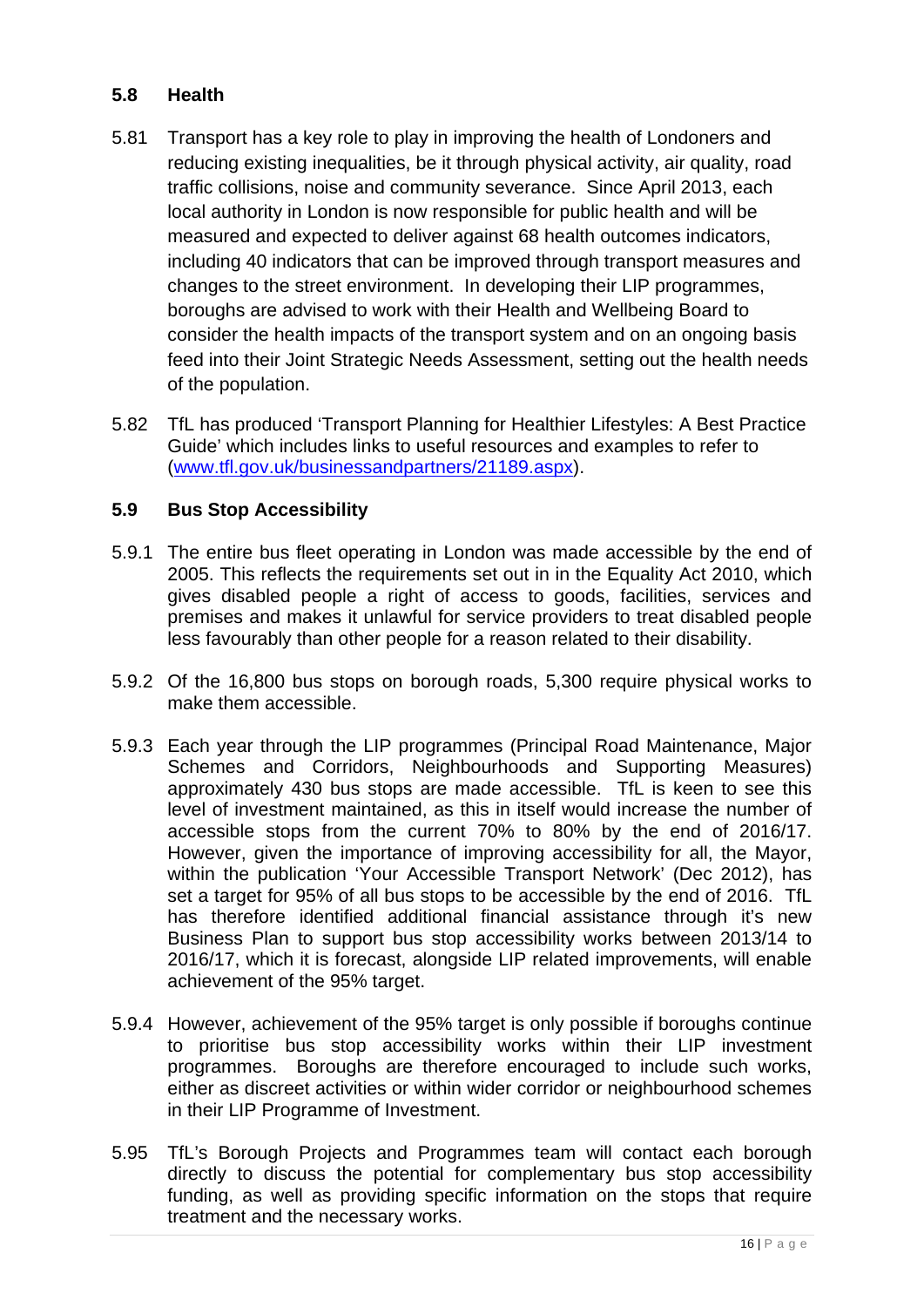## 5.8 Health

5.81 Transport has a key role to play in improving the health of Londoners and reducing existing inequalities, be it through physical activity, air quality, road traffic collisions, noise and community severance. Since April 2013, each local authority in London is now responsible for public health and will be measured and expected to deliver against 68 health outcomes indicators, including 40 indicators that can be improved through transport measures and changes to the street environment. In developing their LIP programmes, boroughs are advised to work with their Health and Wellbeing Board to consider the health impacts of the transport system and on an ongoing basis feed into their Joint Strategic Needs Assessment, setting out the health needs of the population.

5.82 TfL has produced 'Transport Planning for Healthier Lifestyles: A Best Practice Guide' which includes links to useful resources and examples to refer to (www.tfl.gov.uk/businessandpartners/21189.aspx).

## 5.9 Bus Stop Accessibility

5.9.1 The entire bus fleet operating in London was made accessible by the end of 2005. This reflects the requirements set out in in the Equality Act 2010, which gives disabled people a right of access to goods, facilities, services and premises and makes it unlawful for service providers to treat disabled people less favourably than other people for a reason related to their disability.

5.9.2 Of the 16,800 bus stops on borough roads, 5,300 require physical works to make them accessible.

5.9.3 Each year through the LIP programmes (Principal Road Maintenance, Major Schemes and Corridors, Neighbourhoods and Supporting Measures) approximately 430 bus stops are made accessible. TfL is keen to see this level of investment maintained, as this in itself would increase the number of accessible stops from the current 70% to 80% by the end of 2016/17. However, given the importance of improving accessibility for all, the Mayor, within the publication 'Your Accessible Transport Network' (Dec 2012), has set a target for 95% of all bus stops to be accessible by the end of 2016. TfL has therefore identified additional financial assistance through it's new Business Plan to support bus stop accessibility works between 2013/14 to 2016/17, which it is forecast, alongside LIP related improvements, will enable achievement of the 95% target.

5.9.4 However, achievement of the 95% target is only possible if boroughs continue to prioritise bus stop accessibility works within their LIP investment programmes. Boroughs are therefore encouraged to include such works, either as discreet activities or within wider corridor or neighbourhood schemes in their LIP Programme of Investment.

5.95 TfL's Borough Projects and Programmes team will contact each borough directly to discuss the potential for complementary bus stop accessibility funding, as well as providing specific information on the stops that require treatment and the necessary works.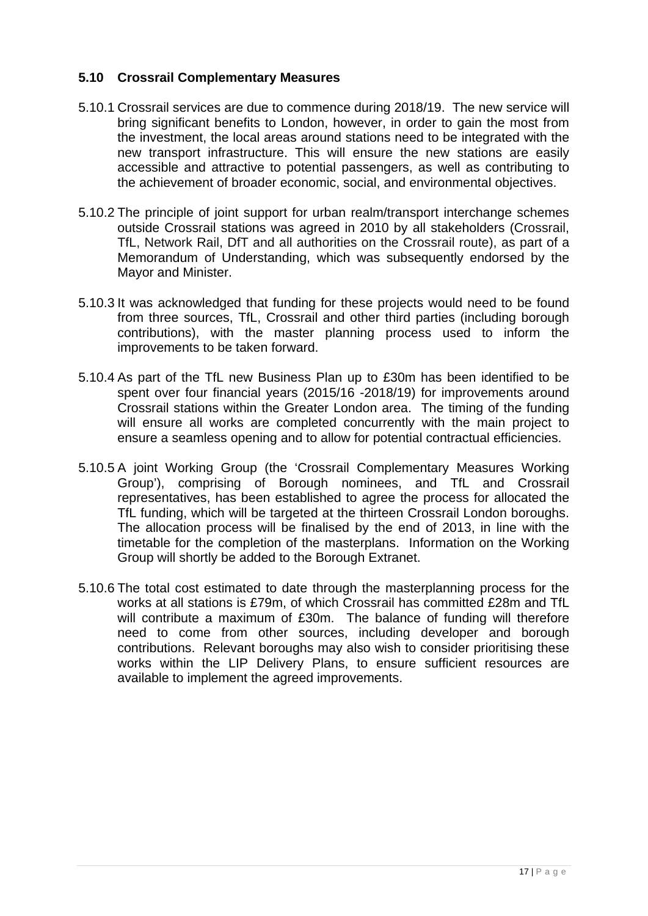### 5.10 Crossrail Complementary Measures

5.10.1 Crossrail services are due to commence during 2018/19. The new service will bring significant benefits to London, however, in order to gain the most from the investment, the local areas around stations need to be integrated with the new transport infrastructure. This will ensure the new stations are easily accessible and attractive to potential passengers, as well as contributing to the achievement of broader economic, social, and environmental objectives.

5.10.2 The principle of joint support for urban realm/transport interchange schemes outside Crossrail stations was agreed in 2010 by all stakeholders (Crossrail, TfL, Network Rail, DfT and all authorities on the Crossrail route), as part of a Memorandum of Understanding, which was subsequently endorsed by the Mayor and Minister.

5.10.3 It was acknowledged that funding for these projects would need to be found from three sources, TfL, Crossrail and other third parties (including borough contributions), with the master planning process used to inform the improvements to be taken forward.

5.10.4 As part of the TfL new Business Plan up to £30m has been identified to be spent over four financial years (2015/16 -2018/19) for improvements around Crossrail stations within the Greater London area. The timing of the funding will ensure all works are completed concurrently with the main project to ensure a seamless opening and to allow for potential contractual efficiencies.

5.10.5 A joint Working Group (the 'Crossrail Complementary Measures Working Group'), comprising of Borough nominees, and TfL and Crossrail representatives, has been established to agree the process for allocated the TfL funding, which will be targeted at the thirteen Crossrail London boroughs. The allocation process will be finalised by the end of 2013, in line with the timetable for the completion of the masterplans. Information on the Working Group will shortly be added to the Borough Extranet.

5.10.6 The total cost estimated to date through the masterplanning process for the works at all stations is £79m, of which Crossrail has committed £28m and TfL will contribute a maximum of £30m. The balance of funding will therefore need to come from other sources, including developer and borough contributions. Relevant boroughs may also wish to consider prioritising these works within the LIP Delivery Plans, to ensure sufficient resources are available to implement the agreed improvements.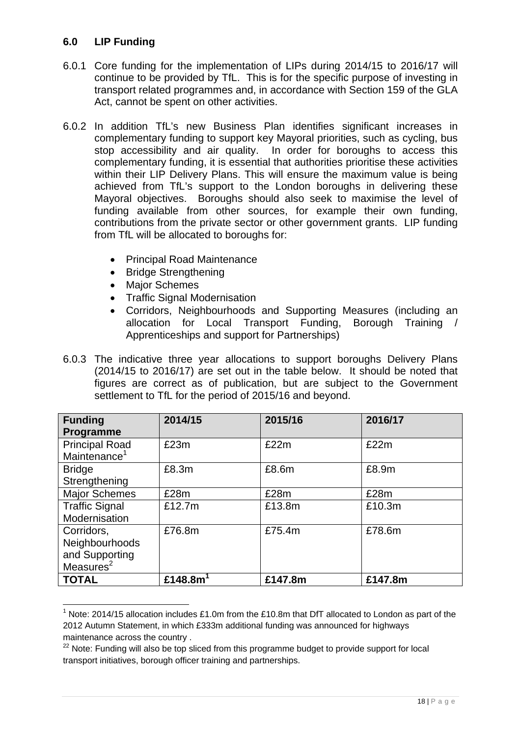## 6.0 LIP Funding

6.0.1 Core funding for the implementation of LIPs during 2014/15 to 2016/17 will continue to be provided by TfL. This is for the specific purpose of investing in transport related programmes and, in accordance with Section 159 of the GLA Act, cannot be spent on other activities.

6.0.2 In addition TfL's new Business Plan identifies significant increases in complementary funding to support key Mayoral priorities, such as cycling, bus stop accessibility and air quality. In order for boroughs to access this complementary funding, it is essential that authorities prioritise these activities within their LIP Delivery Plans. This will ensure the maximum value is being achieved from TfL's support to the London boroughs in delivering these Mayoral objectives. Boroughs should also seek to maximise the level of funding available from other sources, for example their own funding, contributions from the private sector or other government grants. LIP funding from TfL will be allocated to boroughs for:

- Principal Road Maintenance
- Bridge Strengthening
- Major Schemes
- Traffic Signal Modernisation
- Corridors, Neighbourhoods and Supporting Measures (including an allocation for Local Transport Funding, Borough Training / Apprenticeships and support for Partnerships)

6.0.3 The indicative three year allocations to support boroughs Delivery Plans (2014/15 to 2016/17) are set out in the table below. It should be noted that figures are correct as of publication, but are subject to the Government settlement to TfL for the period of 2015/16 and beyond.

| Funding Programme | 2014/15 | 2015/16 | 2016/17 |
|---|---|---|---|
| Principal Road Maintenance[1] | £23m | £22m | £22m |
| Bridge Strengthening | £8.3m | £8.6m | £8.9m |
| Major Schemes | £28m | £28m | £28m |
| Traffic Signal Modernisation | £12.7m | £13.8m | £10.3m |
| Corridors, Neighbourhoods and Supporting Measures[2] | £76.8m | £75.4m | £78.6m |
| **TOTAL** | **£148.8m[1]** | **£147.8m** | **£147.8m** |

[1] Note: 2014/15 allocation includes £1.0m from the £10.8m that DfT allocated to London as part of the 2012 Autumn Statement, in which £333m additional funding was announced for highways maintenance across the country .

[22] Note: Funding will also be top sliced from this programme budget to provide support for local transport initiatives, borough officer training and partnerships.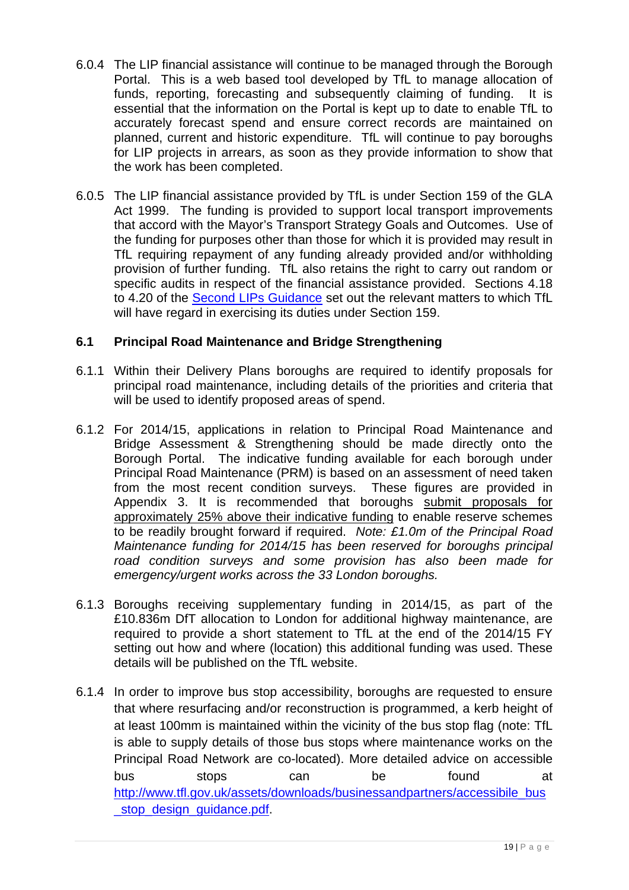6.0.4 The LIP financial assistance will continue to be managed through the Borough Portal. This is a web based tool developed by TfL to manage allocation of funds, reporting, forecasting and subsequently claiming of funding. It is essential that the information on the Portal is kept up to date to enable TfL to accurately forecast spend and ensure correct records are maintained on planned, current and historic expenditure. TfL will continue to pay boroughs for LIP projects in arrears, as soon as they provide information to show that the work has been completed.

6.0.5 The LIP financial assistance provided by TfL is under Section 159 of the GLA Act 1999. The funding is provided to support local transport improvements that accord with the Mayor's Transport Strategy Goals and Outcomes. Use of the funding for purposes other than those for which it is provided may result in TfL requiring repayment of any funding already provided and/or withholding provision of further funding. TfL also retains the right to carry out random or specific audits in respect of the financial assistance provided. Sections 4.18 to 4.20 of the Second LIPs Guidance set out the relevant matters to which TfL will have regard in exercising its duties under Section 159.

## 6.1 Principal Road Maintenance and Bridge Strengthening

6.1.1 Within their Delivery Plans boroughs are required to identify proposals for principal road maintenance, including details of the priorities and criteria that will be used to identify proposed areas of spend.

6.1.2 For 2014/15, applications in relation to Principal Road Maintenance and Bridge Assessment & Strengthening should be made directly onto the Borough Portal. The indicative funding available for each borough under Principal Road Maintenance (PRM) is based on an assessment of need taken from the most recent condition surveys. These figures are provided in Appendix 3. It is recommended that boroughs submit proposals for approximately 25% above their indicative funding to enable reserve schemes to be readily brought forward if required. *Note: £1.0m of the Principal Road Maintenance funding for 2014/15 has been reserved for boroughs principal road condition surveys and some provision has also been made for emergency/urgent works across the 33 London boroughs.*

6.1.3 Boroughs receiving supplementary funding in 2014/15, as part of the £10.836m DfT allocation to London for additional highway maintenance, are required to provide a short statement to TfL at the end of the 2014/15 FY setting out how and where (location) this additional funding was used. These details will be published on the TfL website.

6.1.4 In order to improve bus stop accessibility, boroughs are requested to ensure that where resurfacing and/or reconstruction is programmed, a kerb height of at least 100mm is maintained within the vicinity of the bus stop flag (note: TfL is able to supply details of those bus stops where maintenance works on the Principal Road Network are co-located). More detailed advice on accessible bus stops can be found at http://www.tfl.gov.uk/assets/downloads/businessandpartners/accessibile_bus_stop_design_guidance.pdf.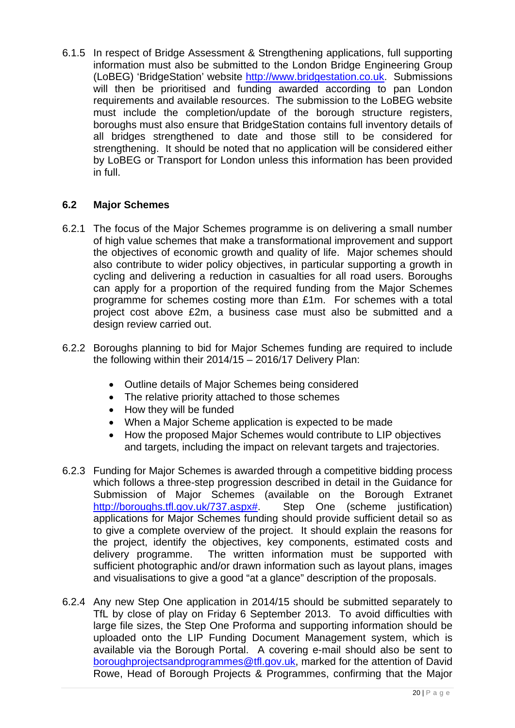6.1.5 In respect of Bridge Assessment & Strengthening applications, full supporting information must also be submitted to the London Bridge Engineering Group (LoBEG) 'BridgeStation' website http://www.bridgestation.co.uk. Submissions will then be prioritised and funding awarded according to pan London requirements and available resources. The submission to the LoBEG website must include the completion/update of the borough structure registers, boroughs must also ensure that BridgeStation contains full inventory details of all bridges strengthened to date and those still to be considered for strengthening. It should be noted that no application will be considered either by LoBEG or Transport for London unless this information has been provided in full.

## 6.2 Major Schemes

6.2.1 The focus of the Major Schemes programme is on delivering a small number of high value schemes that make a transformational improvement and support the objectives of economic growth and quality of life. Major schemes should also contribute to wider policy objectives, in particular supporting a growth in cycling and delivering a reduction in casualties for all road users. Boroughs can apply for a proportion of the required funding from the Major Schemes programme for schemes costing more than £1m. For schemes with a total project cost above £2m, a business case must also be submitted and a design review carried out.

6.2.2 Boroughs planning to bid for Major Schemes funding are required to include the following within their 2014/15 – 2016/17 Delivery Plan:

- Outline details of Major Schemes being considered
- The relative priority attached to those schemes
- How they will be funded
- When a Major Scheme application is expected to be made
- How the proposed Major Schemes would contribute to LIP objectives and targets, including the impact on relevant targets and trajectories.

6.2.3 Funding for Major Schemes is awarded through a competitive bidding process which follows a three-step progression described in detail in the Guidance for Submission of Major Schemes (available on the Borough Extranet http://boroughs.tfl.gov.uk/737.aspx#. Step One (scheme justification) applications for Major Schemes funding should provide sufficient detail so as to give a complete overview of the project. It should explain the reasons for the project, identify the objectives, key components, estimated costs and delivery programme. The written information must be supported with sufficient photographic and/or drawn information such as layout plans, images and visualisations to give a good "at a glance" description of the proposals.

6.2.4 Any new Step One application in 2014/15 should be submitted separately to TfL by close of play on Friday 6 September 2013. To avoid difficulties with large file sizes, the Step One Proforma and supporting information should be uploaded onto the LIP Funding Document Management system, which is available via the Borough Portal. A covering e-mail should also be sent to boroughprojectsandprogrammes@tfl.gov.uk, marked for the attention of David Rowe, Head of Borough Projects & Programmes, confirming that the Major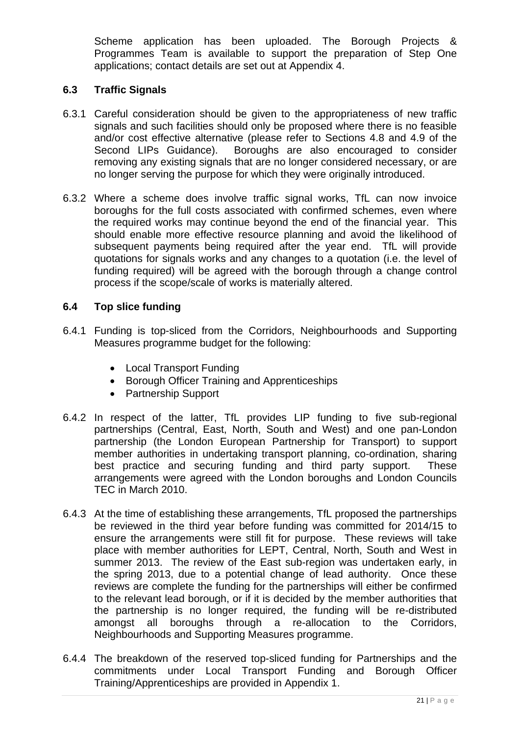Scheme application has been uploaded. The Borough Projects & Programmes Team is available to support the preparation of Step One applications; contact details are set out at Appendix 4.

### 6.3 Traffic Signals

6.3.1 Careful consideration should be given to the appropriateness of new traffic signals and such facilities should only be proposed where there is no feasible and/or cost effective alternative (please refer to Sections 4.8 and 4.9 of the Second LIPs Guidance). Boroughs are also encouraged to consider removing any existing signals that are no longer considered necessary, or are no longer serving the purpose for which they were originally introduced.

6.3.2 Where a scheme does involve traffic signal works, TfL can now invoice boroughs for the full costs associated with confirmed schemes, even where the required works may continue beyond the end of the financial year. This should enable more effective resource planning and avoid the likelihood of subsequent payments being required after the year end. TfL will provide quotations for signals works and any changes to a quotation (i.e. the level of funding required) will be agreed with the borough through a change control process if the scope/scale of works is materially altered.

### 6.4 Top slice funding

6.4.1 Funding is top-sliced from the Corridors, Neighbourhoods and Supporting Measures programme budget for the following:

- Local Transport Funding
- Borough Officer Training and Apprenticeships
- Partnership Support

6.4.2 In respect of the latter, TfL provides LIP funding to five sub-regional partnerships (Central, East, North, South and West) and one pan-London partnership (the London European Partnership for Transport) to support member authorities in undertaking transport planning, co-ordination, sharing best practice and securing funding and third party support. These arrangements were agreed with the London boroughs and London Councils TEC in March 2010.

6.4.3 At the time of establishing these arrangements, TfL proposed the partnerships be reviewed in the third year before funding was committed for 2014/15 to ensure the arrangements were still fit for purpose. These reviews will take place with member authorities for LEPT, Central, North, South and West in summer 2013. The review of the East sub-region was undertaken early, in the spring 2013, due to a potential change of lead authority. Once these reviews are complete the funding for the partnerships will either be confirmed to the relevant lead borough, or if it is decided by the member authorities that the partnership is no longer required, the funding will be re-distributed amongst all boroughs through a re-allocation to the Corridors, Neighbourhoods and Supporting Measures programme.

6.4.4 The breakdown of the reserved top-sliced funding for Partnerships and the commitments under Local Transport Funding and Borough Officer Training/Apprenticeships are provided in Appendix 1.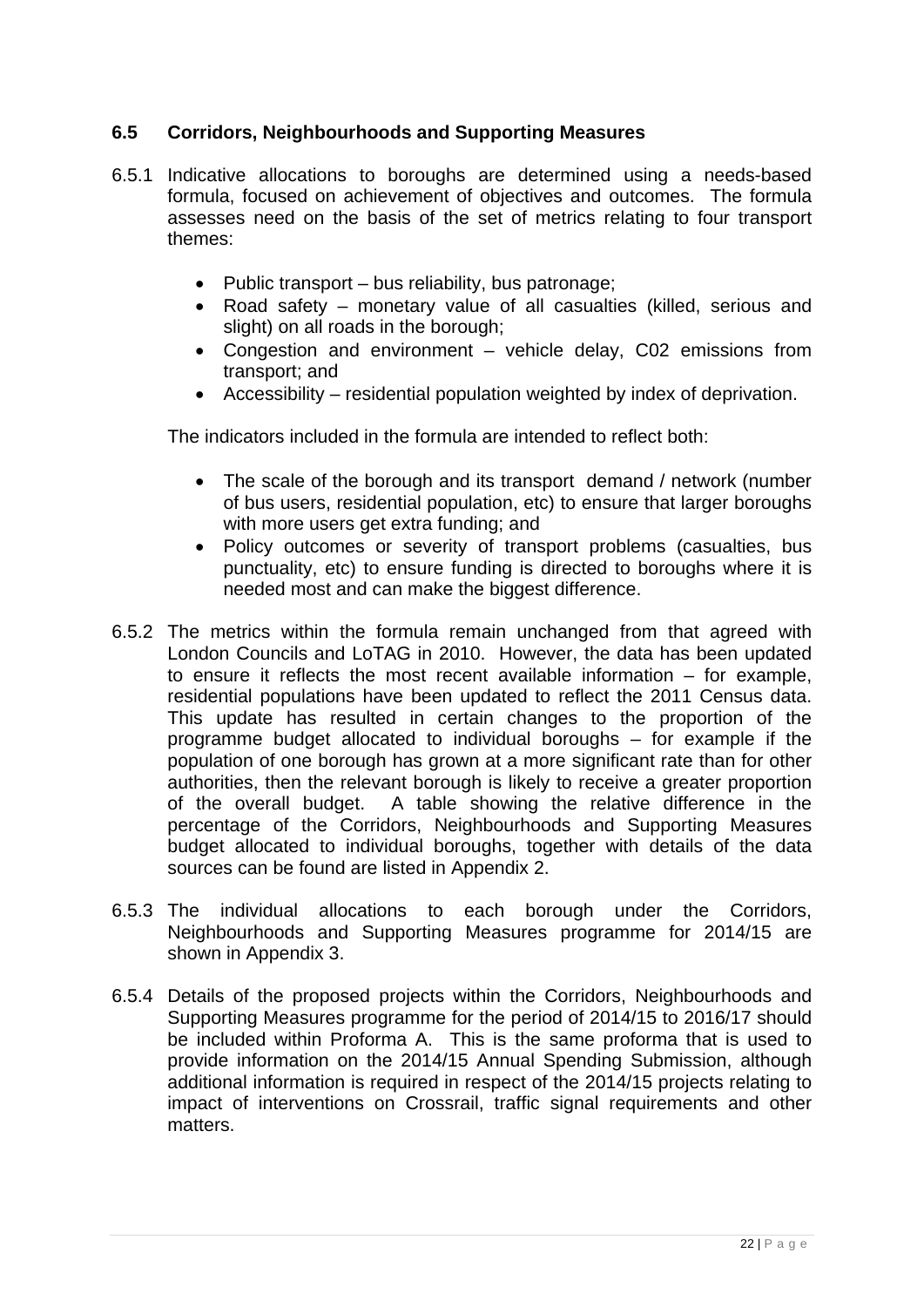### 6.5 Corridors, Neighbourhoods and Supporting Measures

6.5.1 Indicative allocations to boroughs are determined using a needs-based formula, focused on achievement of objectives and outcomes. The formula assesses need on the basis of the set of metrics relating to four transport themes:

- Public transport – bus reliability, bus patronage;
- Road safety – monetary value of all casualties (killed, serious and slight) on all roads in the borough;
- Congestion and environment – vehicle delay, C02 emissions from transport; and
- Accessibility – residential population weighted by index of deprivation.

The indicators included in the formula are intended to reflect both:

- The scale of the borough and its transport demand / network (number of bus users, residential population, etc) to ensure that larger boroughs with more users get extra funding; and
- Policy outcomes or severity of transport problems (casualties, bus punctuality, etc) to ensure funding is directed to boroughs where it is needed most and can make the biggest difference.

6.5.2 The metrics within the formula remain unchanged from that agreed with London Councils and LoTAG in 2010. However, the data has been updated to ensure it reflects the most recent available information – for example, residential populations have been updated to reflect the 2011 Census data. This update has resulted in certain changes to the proportion of the programme budget allocated to individual boroughs – for example if the population of one borough has grown at a more significant rate than for other authorities, then the relevant borough is likely to receive a greater proportion of the overall budget. A table showing the relative difference in the percentage of the Corridors, Neighbourhoods and Supporting Measures budget allocated to individual boroughs, together with details of the data sources can be found are listed in Appendix 2.

6.5.3 The individual allocations to each borough under the Corridors, Neighbourhoods and Supporting Measures programme for 2014/15 are shown in Appendix 3.

6.5.4 Details of the proposed projects within the Corridors, Neighbourhoods and Supporting Measures programme for the period of 2014/15 to 2016/17 should be included within Proforma A. This is the same proforma that is used to provide information on the 2014/15 Annual Spending Submission, although additional information is required in respect of the 2014/15 projects relating to impact of interventions on Crossrail, traffic signal requirements and other matters.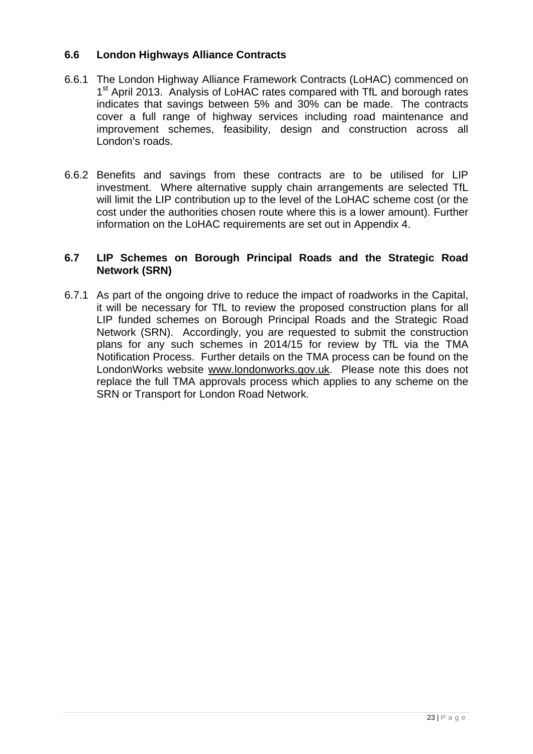## 6.6 London Highways Alliance Contracts

6.6.1 The London Highway Alliance Framework Contracts (LoHAC) commenced on 1st April 2013. Analysis of LoHAC rates compared with TfL and borough rates indicates that savings between 5% and 30% can be made. The contracts cover a full range of highway services including road maintenance and improvement schemes, feasibility, design and construction across all London's roads.

6.6.2 Benefits and savings from these contracts are to be utilised for LIP investment. Where alternative supply chain arrangements are selected TfL will limit the LIP contribution up to the level of the LoHAC scheme cost (or the cost under the authorities chosen route where this is a lower amount). Further information on the LoHAC requirements are set out in Appendix 4.

## 6.7 LIP Schemes on Borough Principal Roads and the Strategic Road Network (SRN)

6.7.1 As part of the ongoing drive to reduce the impact of roadworks in the Capital, it will be necessary for TfL to review the proposed construction plans for all LIP funded schemes on Borough Principal Roads and the Strategic Road Network (SRN). Accordingly, you are requested to submit the construction plans for any such schemes in 2014/15 for review by TfL via the TMA Notification Process. Further details on the TMA process can be found on the LondonWorks website www.londonworks.gov.uk. Please note this does not replace the full TMA approvals process which applies to any scheme on the SRN or Transport for London Road Network.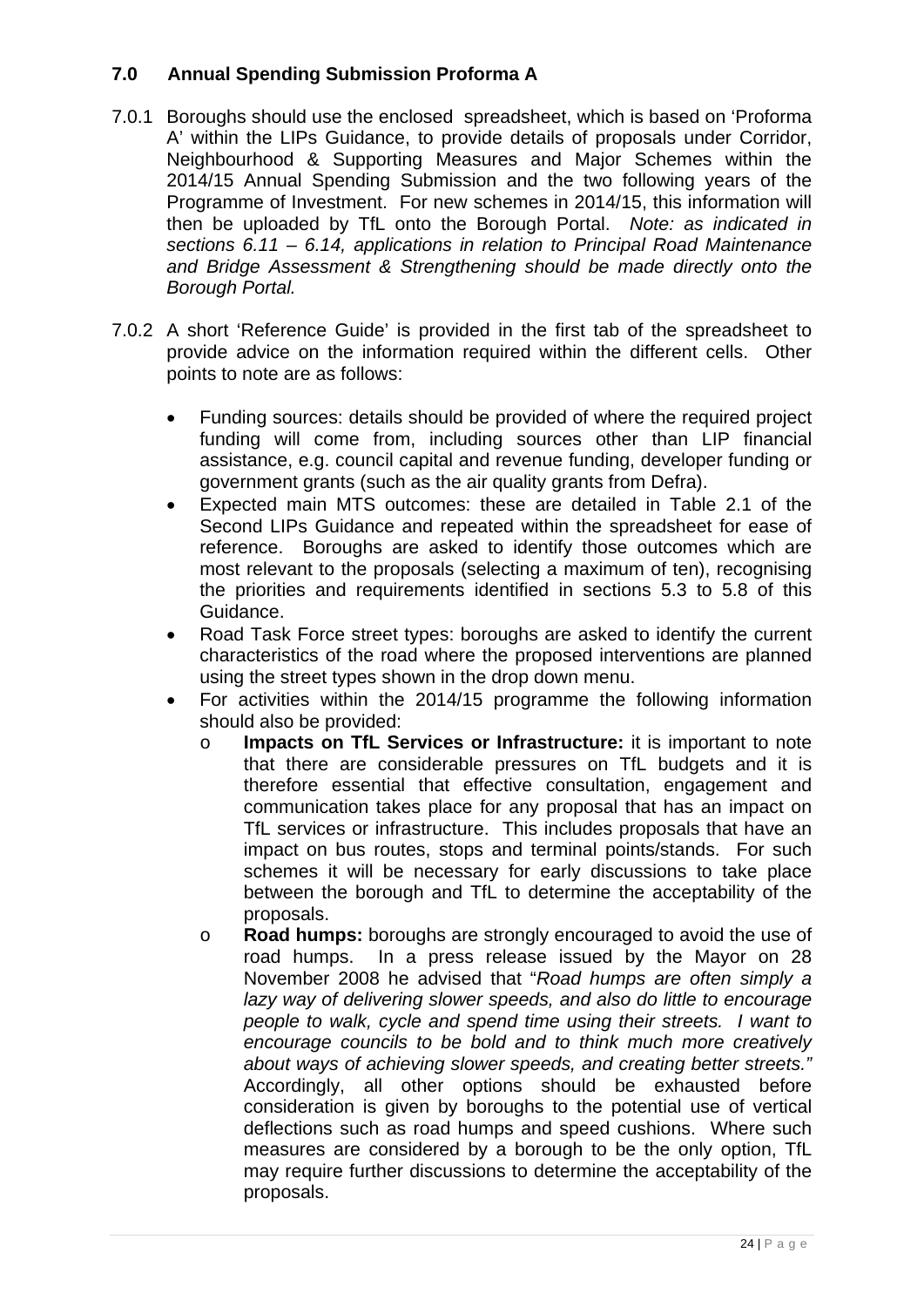## 7.0 Annual Spending Submission Proforma A

7.0.1 Boroughs should use the enclosed spreadsheet, which is based on 'Proforma A' within the LIPs Guidance, to provide details of proposals under Corridor, Neighbourhood & Supporting Measures and Major Schemes within the 2014/15 Annual Spending Submission and the two following years of the Programme of Investment. For new schemes in 2014/15, this information will then be uploaded by TfL onto the Borough Portal. *Note: as indicated in sections 6.11 – 6.14, applications in relation to Principal Road Maintenance and Bridge Assessment & Strengthening should be made directly onto the Borough Portal.*

7.0.2 A short 'Reference Guide' is provided in the first tab of the spreadsheet to provide advice on the information required within the different cells. Other points to note are as follows:

- Funding sources: details should be provided of where the required project funding will come from, including sources other than LIP financial assistance, e.g. council capital and revenue funding, developer funding or government grants (such as the air quality grants from Defra).
- Expected main MTS outcomes: these are detailed in Table 2.1 of the Second LIPs Guidance and repeated within the spreadsheet for ease of reference. Boroughs are asked to identify those outcomes which are most relevant to the proposals (selecting a maximum of ten), recognising the priorities and requirements identified in sections 5.3 to 5.8 of this Guidance.
- Road Task Force street types: boroughs are asked to identify the current characteristics of the road where the proposed interventions are planned using the street types shown in the drop down menu.
- For activities within the 2014/15 programme the following information should also be provided:
  - **Impacts on TfL Services or Infrastructure:** it is important to note that there are considerable pressures on TfL budgets and it is therefore essential that effective consultation, engagement and communication takes place for any proposal that has an impact on TfL services or infrastructure. This includes proposals that have an impact on bus routes, stops and terminal points/stands. For such schemes it will be necessary for early discussions to take place between the borough and TfL to determine the acceptability of the proposals.
  - **Road humps:** boroughs are strongly encouraged to avoid the use of road humps. In a press release issued by the Mayor on 28 November 2008 he advised that "*Road humps are often simply a lazy way of delivering slower speeds, and also do little to encourage people to walk, cycle and spend time using their streets. I want to encourage councils to be bold and to think much more creatively about ways of achieving slower speeds, and creating better streets."* Accordingly, all other options should be exhausted before consideration is given by boroughs to the potential use of vertical deflections such as road humps and speed cushions. Where such measures are considered by a borough to be the only option, TfL may require further discussions to determine the acceptability of the proposals.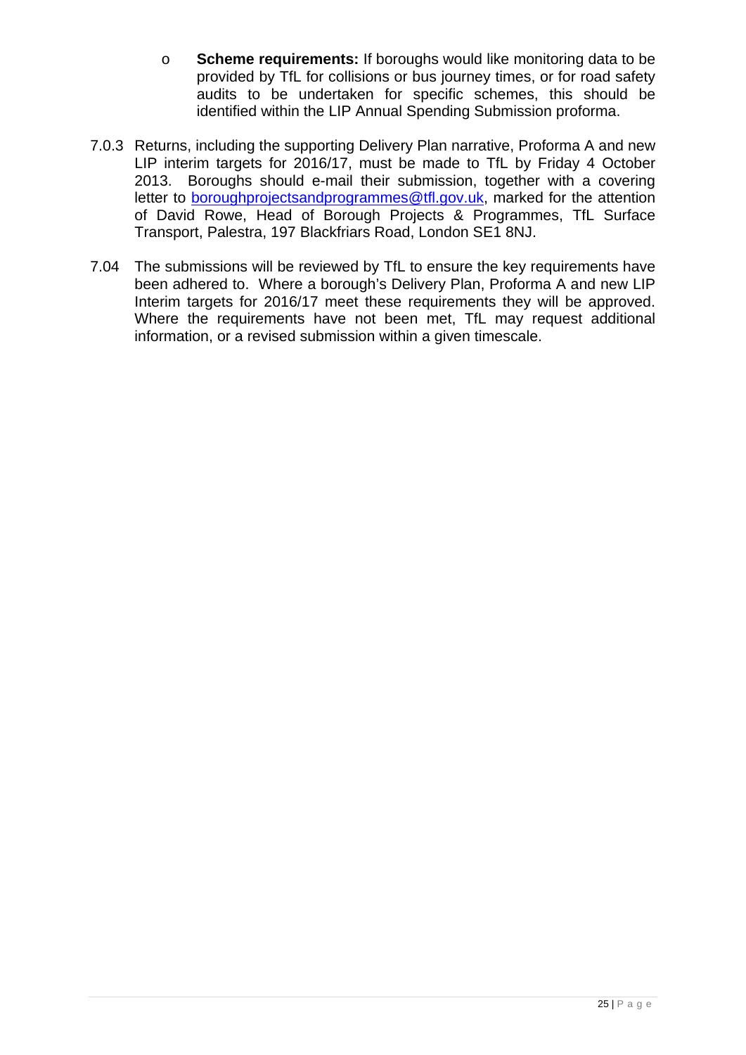- **Scheme requirements:** If boroughs would like monitoring data to be provided by TfL for collisions or bus journey times, or for road safety audits to be undertaken for specific schemes, this should be identified within the LIP Annual Spending Submission proforma.

7.0.3 Returns, including the supporting Delivery Plan narrative, Proforma A and new LIP interim targets for 2016/17, must be made to TfL by Friday 4 October 2013. Boroughs should e-mail their submission, together with a covering letter to boroughprojectsandprogrammes@tfl.gov.uk, marked for the attention of David Rowe, Head of Borough Projects & Programmes, TfL Surface Transport, Palestra, 197 Blackfriars Road, London SE1 8NJ.

7.04 The submissions will be reviewed by TfL to ensure the key requirements have been adhered to. Where a borough's Delivery Plan, Proforma A and new LIP Interim targets for 2016/17 meet these requirements they will be approved. Where the requirements have not been met, TfL may request additional information, or a revised submission within a given timescale.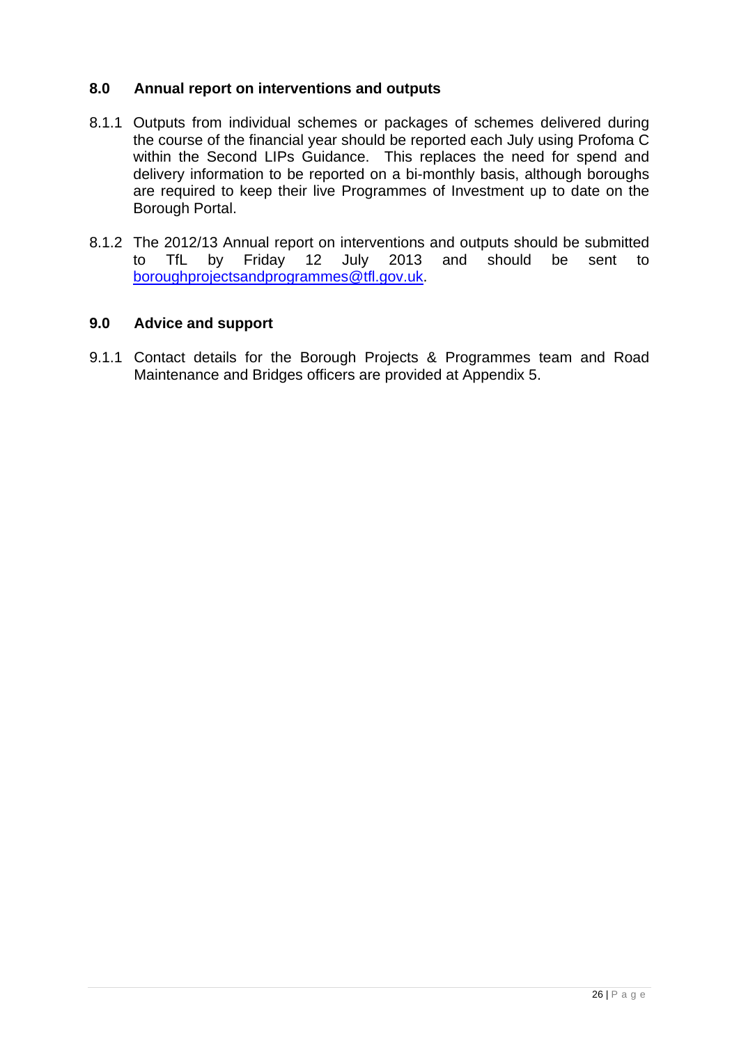## 8.0 Annual report on interventions and outputs

8.1.1 Outputs from individual schemes or packages of schemes delivered during the course of the financial year should be reported each July using Profoma C within the Second LIPs Guidance. This replaces the need for spend and delivery information to be reported on a bi-monthly basis, although boroughs are required to keep their live Programmes of Investment up to date on the Borough Portal.

8.1.2 The 2012/13 Annual report on interventions and outputs should be submitted to TfL by Friday 12 July 2013 and should be sent to boroughprojectsandprogrammes@tfl.gov.uk.

## 9.0 Advice and support

9.1.1 Contact details for the Borough Projects & Programmes team and Road Maintenance and Bridges officers are provided at Appendix 5.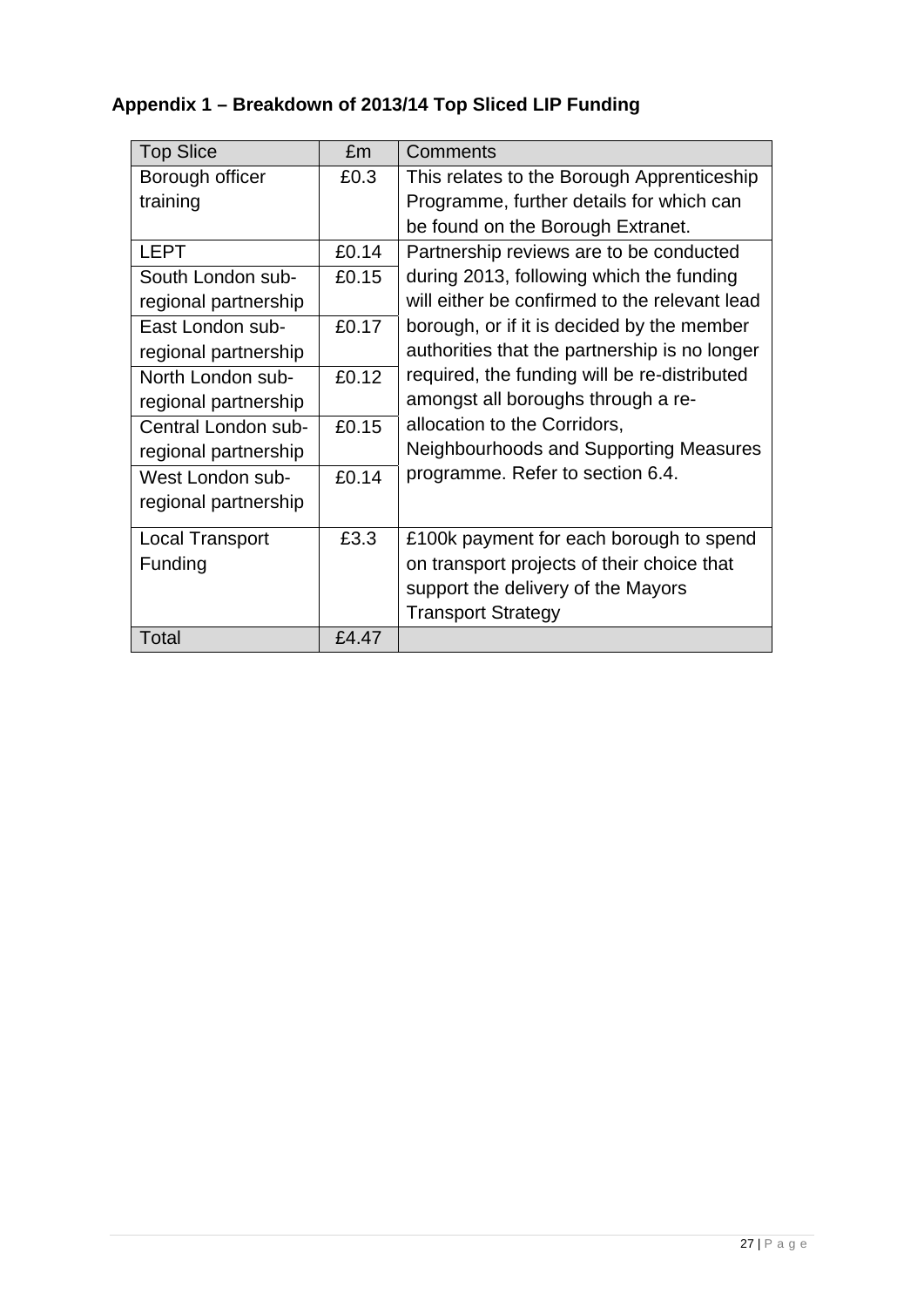## Appendix 1 – Breakdown of 2013/14 Top Sliced LIP Funding

| Top Slice | £m | Comments |
|---|---|---|
| Borough officer training | £0.3 | This relates to the Borough Apprenticeship Programme, further details for which can be found on the Borough Extranet. |
| LEPT | £0.14 | Partnership reviews are to be conducted during 2013, following which the funding will either be confirmed to the relevant lead borough, or if it is decided by the member authorities that the partnership is no longer required, the funding will be re-distributed amongst all boroughs through a re-allocation to the Corridors, Neighbourhoods and Supporting Measures programme. Refer to section 6.4. |
| South London sub-regional partnership | £0.15 | |
| East London sub-regional partnership | £0.17 | |
| North London sub-regional partnership | £0.12 | |
| Central London sub-regional partnership | £0.15 | |
| West London sub-regional partnership | £0.14 | |
| Local Transport Funding | £3.3 | £100k payment for each borough to spend on transport projects of their choice that support the delivery of the Mayors Transport Strategy |
| Total | £4.47 | |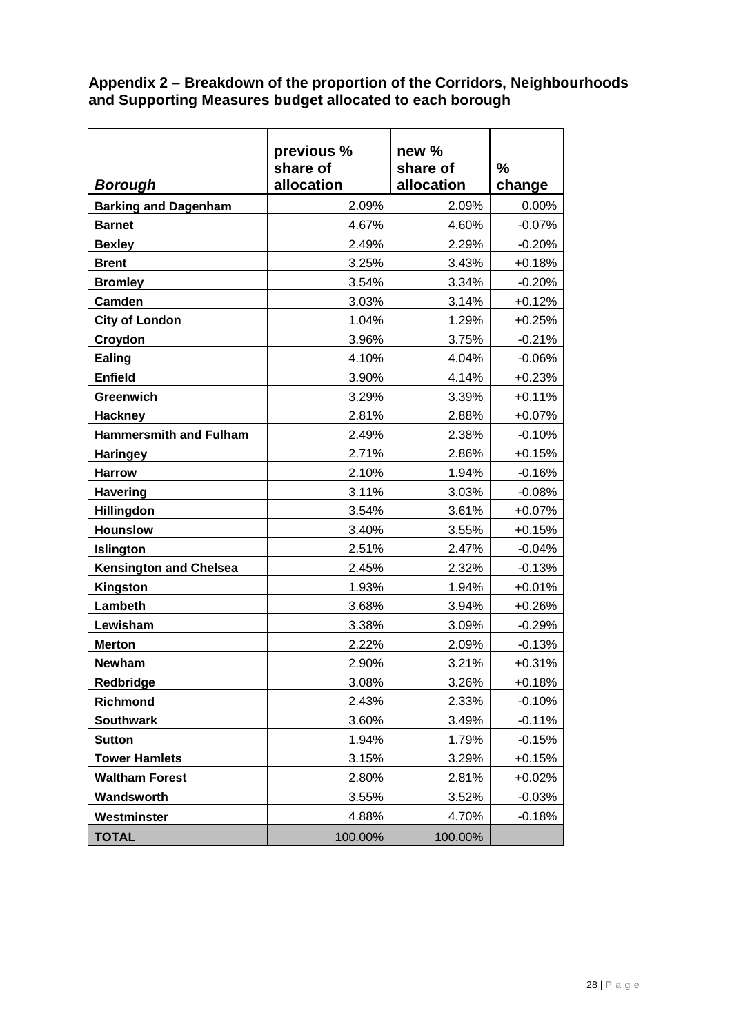## Appendix 2 – Breakdown of the proportion of the Corridors, Neighbourhoods and Supporting Measures budget allocated to each borough

| *Borough* | previous % share of allocation | new % share of allocation | % change |
|---|---|---|---|
| **Barking and Dagenham** | 2.09% | 2.09% | 0.00% |
| **Barnet** | 4.67% | 4.60% | -0.07% |
| **Bexley** | 2.49% | 2.29% | -0.20% |
| **Brent** | 3.25% | 3.43% | +0.18% |
| **Bromley** | 3.54% | 3.34% | -0.20% |
| **Camden** | 3.03% | 3.14% | +0.12% |
| **City of London** | 1.04% | 1.29% | +0.25% |
| **Croydon** | 3.96% | 3.75% | -0.21% |
| **Ealing** | 4.10% | 4.04% | -0.06% |
| **Enfield** | 3.90% | 4.14% | +0.23% |
| **Greenwich** | 3.29% | 3.39% | +0.11% |
| **Hackney** | 2.81% | 2.88% | +0.07% |
| **Hammersmith and Fulham** | 2.49% | 2.38% | -0.10% |
| **Haringey** | 2.71% | 2.86% | +0.15% |
| **Harrow** | 2.10% | 1.94% | -0.16% |
| **Havering** | 3.11% | 3.03% | -0.08% |
| **Hillingdon** | 3.54% | 3.61% | +0.07% |
| **Hounslow** | 3.40% | 3.55% | +0.15% |
| **Islington** | 2.51% | 2.47% | -0.04% |
| **Kensington and Chelsea** | 2.45% | 2.32% | -0.13% |
| **Kingston** | 1.93% | 1.94% | +0.01% |
| **Lambeth** | 3.68% | 3.94% | +0.26% |
| **Lewisham** | 3.38% | 3.09% | -0.29% |
| **Merton** | 2.22% | 2.09% | -0.13% |
| **Newham** | 2.90% | 3.21% | +0.31% |
| **Redbridge** | 3.08% | 3.26% | +0.18% |
| **Richmond** | 2.43% | 2.33% | -0.10% |
| **Southwark** | 3.60% | 3.49% | -0.11% |
| **Sutton** | 1.94% | 1.79% | -0.15% |
| **Tower Hamlets** | 3.15% | 3.29% | +0.15% |
| **Waltham Forest** | 2.80% | 2.81% | +0.02% |
| **Wandsworth** | 3.55% | 3.52% | -0.03% |
| **Westminster** | 4.88% | 4.70% | -0.18% |
| **TOTAL** | 100.00% | 100.00% | |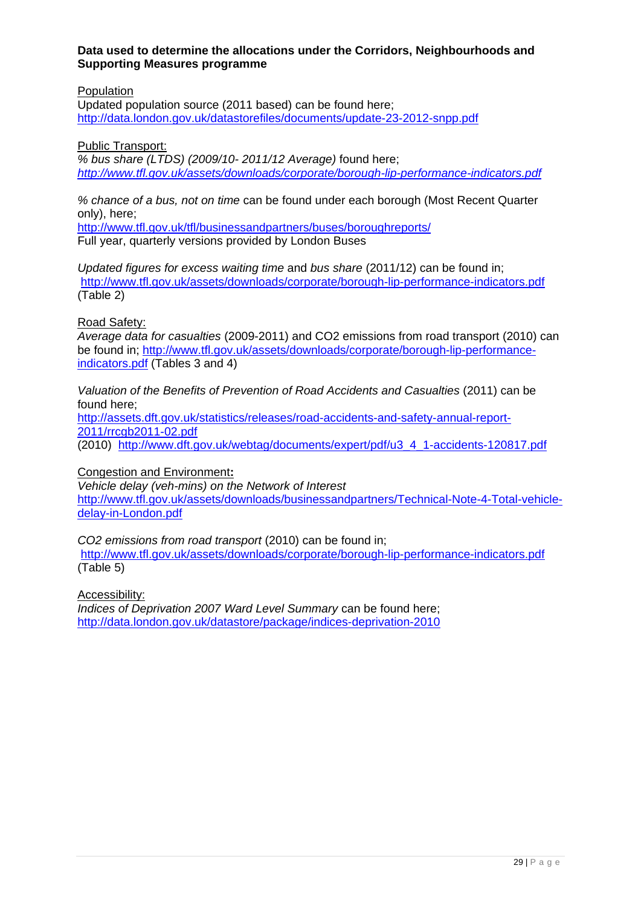**Data used to determine the allocations under the Corridors, Neighbourhoods and Supporting Measures programme**

Population

Updated population source (2011 based) can be found here;
http://data.london.gov.uk/datastorefiles/documents/update-23-2012-snpp.pdf

Public Transport:

*% bus share (LTDS) (2009/10- 2011/12 Average)* found here;
*http://www.tfl.gov.uk/assets/downloads/corporate/borough-lip-performance-indicators.pdf*

*% chance of a bus, not on time* can be found under each borough (Most Recent Quarter only), here;
http://www.tfl.gov.uk/tfl/businessandpartners/buses/boroughreports/
Full year, quarterly versions provided by London Buses

*Updated figures for excess waiting time* and *bus share* (2011/12) can be found in;
http://www.tfl.gov.uk/assets/downloads/corporate/borough-lip-performance-indicators.pdf
(Table 2)

Road Safety:

*Average data for casualties* (2009-2011) and CO2 emissions from road transport (2010) can be found in; http://www.tfl.gov.uk/assets/downloads/corporate/borough-lip-performance-indicators.pdf (Tables 3 and 4)

*Valuation of the Benefits of Prevention of Road Accidents and Casualties* (2011) can be found here;
http://assets.dft.gov.uk/statistics/releases/road-accidents-and-safety-annual-report-2011/rrcgb2011-02.pdf
(2010) http://www.dft.gov.uk/webtag/documents/expert/pdf/u3_4_1-accidents-120817.pdf

Congestion and Environment**:**

*Vehicle delay (veh-mins) on the Network of Interest*
http://www.tfl.gov.uk/assets/downloads/businessandpartners/Technical-Note-4-Total-vehicle-delay-in-London.pdf

*CO2 emissions from road transport* (2010) can be found in;
http://www.tfl.gov.uk/assets/downloads/corporate/borough-lip-performance-indicators.pdf
(Table 5)

Accessibility:

*Indices of Deprivation 2007 Ward Level Summary* can be found here;
http://data.london.gov.uk/datastore/package/indices-deprivation-2010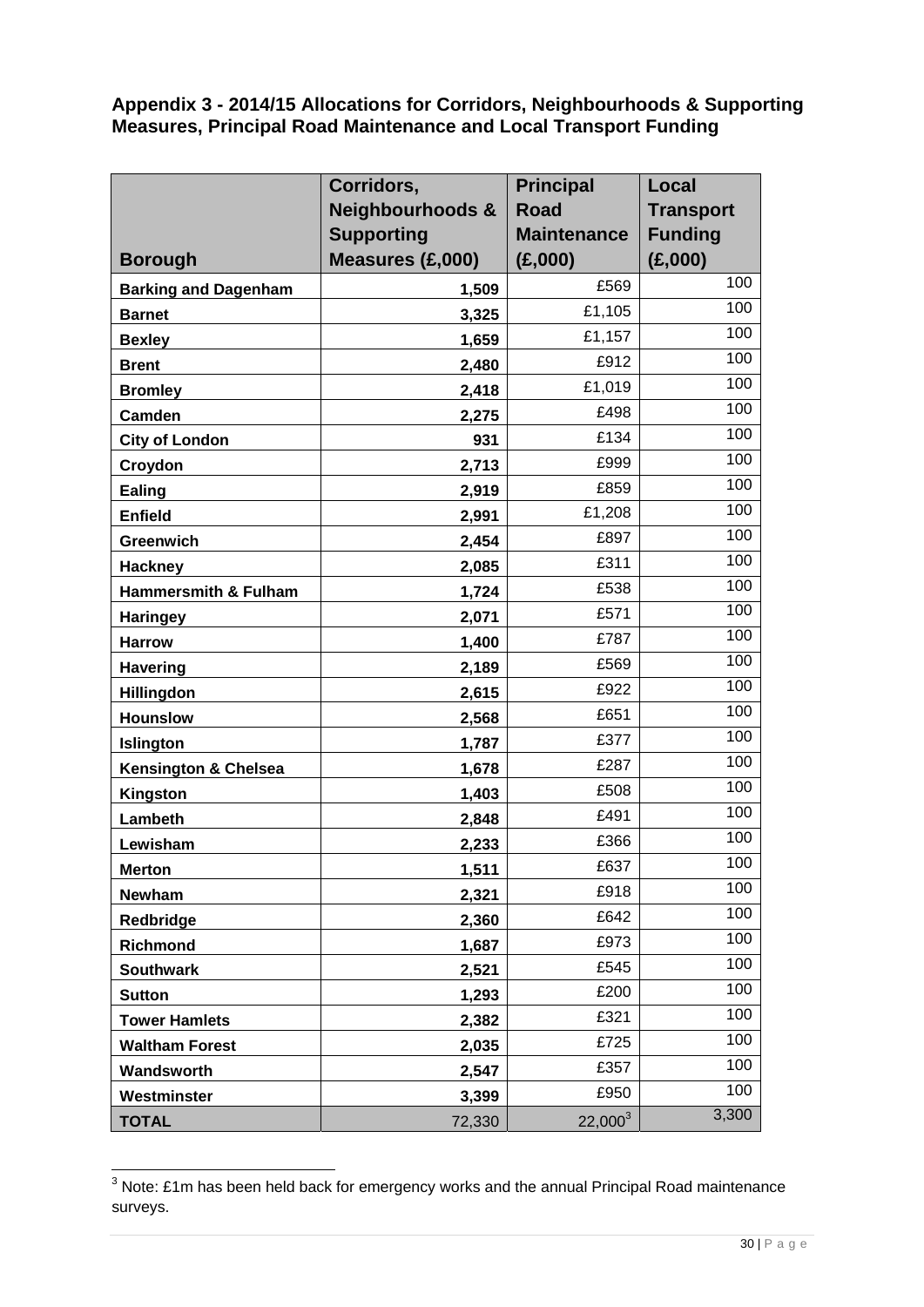**Appendix 3 - 2014/15 Allocations for Corridors, Neighbourhoods & Supporting Measures, Principal Road Maintenance and Local Transport Funding**

| Borough | Corridors, Neighbourhoods & Supporting Measures (£,000) | Principal Road Maintenance (£,000) | Local Transport Funding (£,000) |
|---|---|---|---|
| **Barking and Dagenham** | **1,509** | £569 | 100 |
| **Barnet** | **3,325** | £1,105 | 100 |
| **Bexley** | **1,659** | £1,157 | 100 |
| **Brent** | **2,480** | £912 | 100 |
| **Bromley** | **2,418** | £1,019 | 100 |
| **Camden** | **2,275** | £498 | 100 |
| **City of London** | **931** | £134 | 100 |
| **Croydon** | **2,713** | £999 | 100 |
| **Ealing** | **2,919** | £859 | 100 |
| **Enfield** | **2,991** | £1,208 | 100 |
| **Greenwich** | **2,454** | £897 | 100 |
| **Hackney** | **2,085** | £311 | 100 |
| **Hammersmith & Fulham** | **1,724** | £538 | 100 |
| **Haringey** | **2,071** | £571 | 100 |
| **Harrow** | **1,400** | £787 | 100 |
| **Havering** | **2,189** | £569 | 100 |
| **Hillingdon** | **2,615** | £922 | 100 |
| **Hounslow** | **2,568** | £651 | 100 |
| **Islington** | **1,787** | £377 | 100 |
| **Kensington & Chelsea** | **1,678** | £287 | 100 |
| **Kingston** | **1,403** | £508 | 100 |
| **Lambeth** | **2,848** | £491 | 100 |
| **Lewisham** | **2,233** | £366 | 100 |
| **Merton** | **1,511** | £637 | 100 |
| **Newham** | **2,321** | £918 | 100 |
| **Redbridge** | **2,360** | £642 | 100 |
| **Richmond** | **1,687** | £973 | 100 |
| **Southwark** | **2,521** | £545 | 100 |
| **Sutton** | **1,293** | £200 | 100 |
| **Tower Hamlets** | **2,382** | £321 | 100 |
| **Waltham Forest** | **2,035** | £725 | 100 |
| **Wandsworth** | **2,547** | £357 | 100 |
| **Westminster** | **3,399** | £950 | 100 |
| **TOTAL** | 72,330 | 22,000[3] | 3,300 |

[3] Note: £1m has been held back for emergency works and the annual Principal Road maintenance surveys.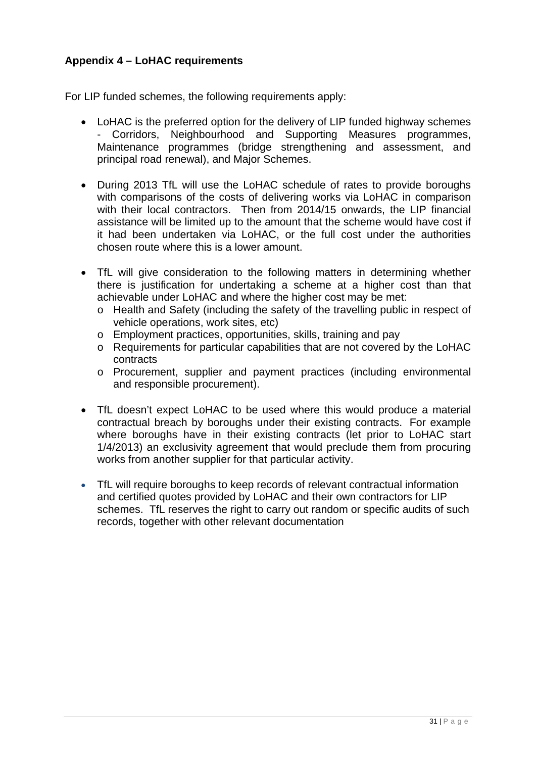### Appendix 4 – LoHAC requirements

For LIP funded schemes, the following requirements apply:

- LoHAC is the preferred option for the delivery of LIP funded highway schemes - Corridors, Neighbourhood and Supporting Measures programmes, Maintenance programmes (bridge strengthening and assessment, and principal road renewal), and Major Schemes.

- During 2013 TfL will use the LoHAC schedule of rates to provide boroughs with comparisons of the costs of delivering works via LoHAC in comparison with their local contractors. Then from 2014/15 onwards, the LIP financial assistance will be limited up to the amount that the scheme would have cost if it had been undertaken via LoHAC, or the full cost under the authorities chosen route where this is a lower amount.

- TfL will give consideration to the following matters in determining whether there is justification for undertaking a scheme at a higher cost than that achievable under LoHAC and where the higher cost may be met:
  - Health and Safety (including the safety of the travelling public in respect of vehicle operations, work sites, etc)
  - Employment practices, opportunities, skills, training and pay
  - Requirements for particular capabilities that are not covered by the LoHAC contracts
  - Procurement, supplier and payment practices (including environmental and responsible procurement).

- TfL doesn't expect LoHAC to be used where this would produce a material contractual breach by boroughs under their existing contracts. For example where boroughs have in their existing contracts (let prior to LoHAC start 1/4/2013) an exclusivity agreement that would preclude them from procuring works from another supplier for that particular activity.

- TfL will require boroughs to keep records of relevant contractual information and certified quotes provided by LoHAC and their own contractors for LIP schemes. TfL reserves the right to carry out random or specific audits of such records, together with other relevant documentation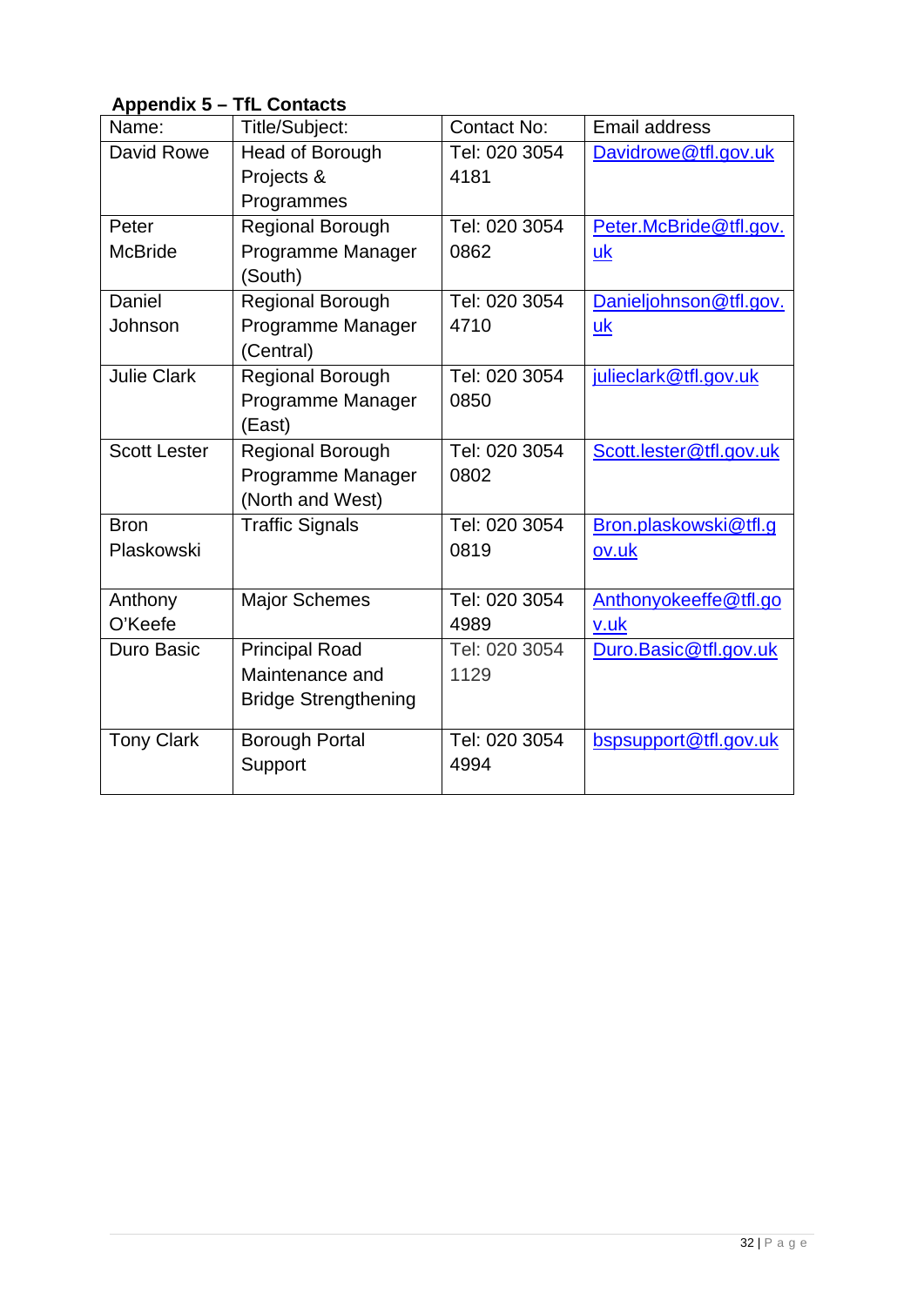**Appendix 5 – TfL Contacts**

| Name: | Title/Subject: | Contact No: | Email address |
|---|---|---|---|
| David Rowe | Head of Borough Projects & Programmes | Tel: 020 3054 4181 | Davidrowe@tfl.gov.uk |
| Peter McBride | Regional Borough Programme Manager (South) | Tel: 020 3054 0862 | Peter.McBride@tfl.gov.uk |
| Daniel Johnson | Regional Borough Programme Manager (Central) | Tel: 020 3054 4710 | Danieljohnson@tfl.gov.uk |
| Julie Clark | Regional Borough Programme Manager (East) | Tel: 020 3054 0850 | julieclark@tfl.gov.uk |
| Scott Lester | Regional Borough Programme Manager (North and West) | Tel: 020 3054 0802 | Scott.lester@tfl.gov.uk |
| Bron Plaskowski | Traffic Signals | Tel: 020 3054 0819 | Bron.plaskowski@tfl.gov.uk |
| Anthony O'Keefe | Major Schemes | Tel: 020 3054 4989 | Anthonyokeeffe@tfl.gov.uk |
| Duro Basic | Principal Road Maintenance and Bridge Strengthening | Tel: 020 3054 1129 | Duro.Basic@tfl.gov.uk |
| Tony Clark | Borough Portal Support | Tel: 020 3054 4994 | bspsupport@tfl.gov.uk |